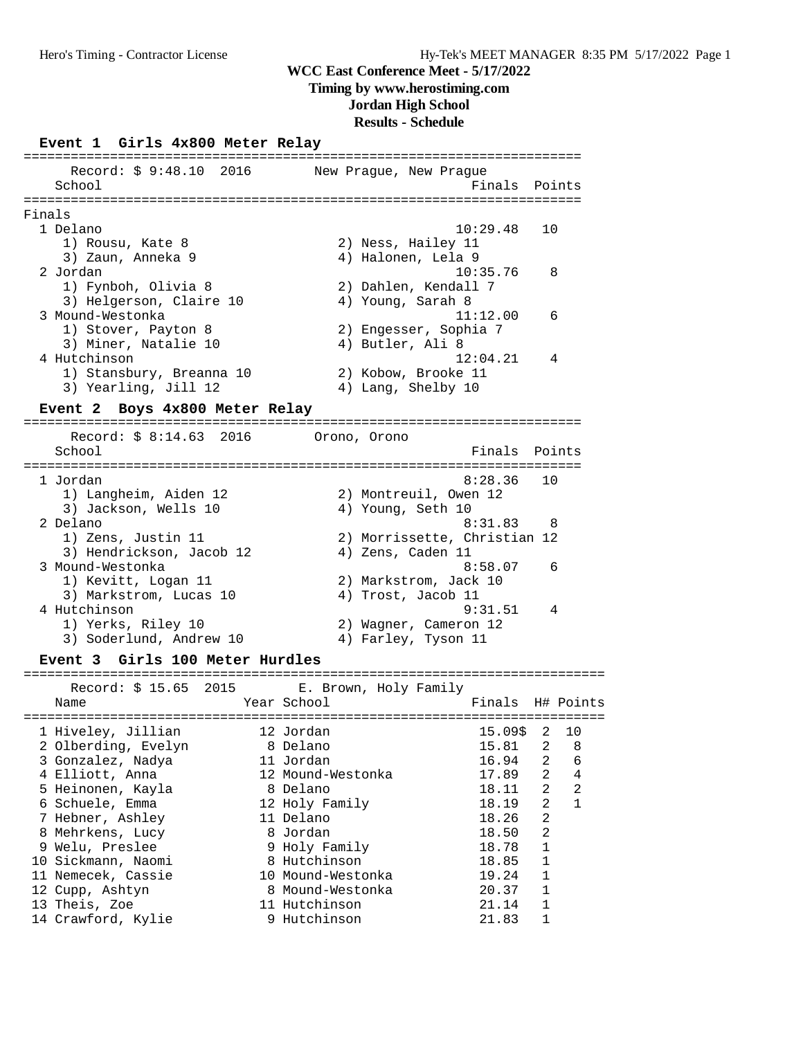Hero's Timing - Contractor License

Hy-Tek's MEET MANAGER 8:35 PM 5/17/2022

# WCC East Conference Meet - 5/17/2022

**Timing by www.herostiming.com**

**Jordan High School**

**Results - Schedule**

## Event 1 Girls 4x800 Meter Relay

Record: $ 9:48.10 2016 — New Prague, New Prague

**Finals**

| Place | School | Finals | Points |
|---|---|---|---|
| 1 | Delano | 10:29.48 | 10 |
| | 1) Rousu, Kate 8; 2) Ness, Hailey 11; 3) Zaun, Anneka 9; 4) Halonen, Lela 9 | | |
| 2 | Jordan | 10:35.76 | 8 |
| | 1) Fynboh, Olivia 8; 2) Dahlen, Kendall 7; 3) Helgerson, Claire 10; 4) Young, Sarah 8 | | |
| 3 | Mound-Westonka | 11:12.00 | 6 |
| | 1) Stover, Payton 8; 2) Engesser, Sophia 7; 3) Miner, Natalie 10; 4) Butler, Ali 8 | | |
| 4 | Hutchinson | 12:04.21 | 4 |
| | 1) Stansbury, Breanna 10; 2) Kobow, Brooke 11; 3) Yearling, Jill 12; 4) Lang, Shelby 10 | | |

## Event 2 Boys 4x800 Meter Relay

Record: $ 8:14.63 2016 — Orono, Orono

| Place | School | Finals | Points |
|---|---|---|---|
| 1 | Jordan | 8:28.36 | 10 |
| | 1) Langheim, Aiden 12; 2) Montreuil, Owen 12; 3) Jackson, Wells 10; 4) Young, Seth 10 | | |
| 2 | Delano | 8:31.83 | 8 |
| | 1) Zens, Justin 11; 2) Morrissette, Christian 12; 3) Hendrickson, Jacob 12; 4) Zens, Caden 11 | | |
| 3 | Mound-Westonka | 8:58.07 | 6 |
| | 1) Kevitt, Logan 11; 2) Markstrom, Jack 10; 3) Markstrom, Lucas 10; 4) Trost, Jacob 11 | | |
| 4 | Hutchinson | 9:31.51 | 4 |
| | 1) Yerks, Riley 10; 2) Wagner, Cameron 12; 3) Soderlund, Andrew 10; 4) Farley, Tyson 11 | | |

## Event 3 Girls 100 Meter Hurdles

Record: $ 15.65 2015 — E. Brown, Holy Family

| Place | Name | Year | School | Finals | H# | Points |
|---|---|---|---|---|---|---|
| 1 | Hiveley, Jillian | 12 | Jordan | 15.09$ | 2 | 10 |
| 2 | Olberding, Evelyn | 8 | Delano | 15.81 | 2 | 8 |
| 3 | Gonzalez, Nadya | 11 | Jordan | 16.94 | 2 | 6 |
| 4 | Elliott, Anna | 12 | Mound-Westonka | 17.89 | 2 | 4 |
| 5 | Heinonen, Kayla | 8 | Delano | 18.11 | 2 | 2 |
| 6 | Schuele, Emma | 12 | Holy Family | 18.19 | 2 | 1 |
| 7 | Hebner, Ashley | 11 | Delano | 18.26 | 2 | |
| 8 | Mehrkens, Lucy | 8 | Jordan | 18.50 | 2 | |
| 9 | Welu, Preslee | 9 | Holy Family | 18.78 | 1 | |
| 10 | Sickmann, Naomi | 8 | Hutchinson | 18.85 | 1 | |
| 11 | Nemecek, Cassie | 10 | Mound-Westonka | 19.24 | 1 | |
| 12 | Cupp, Ashtyn | 8 | Mound-Westonka | 20.37 | 1 | |
| 13 | Theis, Zoe | 11 | Hutchinson | 21.14 | 1 | |
| 14 | Crawford, Kylie | 9 | Hutchinson | 21.83 | 1 | |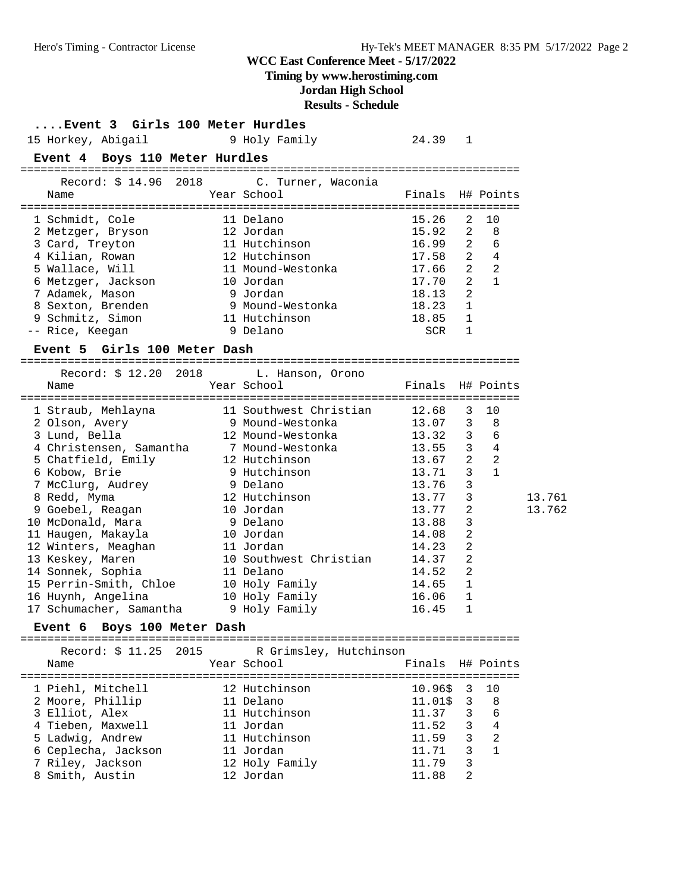WCC East Conference Meet - 5/17/2022

Timing by www.herostiming.com

Jordan High School

Results - Schedule

### ....Event 3 Girls 100 Meter Hurdles

| Place | Name | Year | School | Finals | H# | Points |
|---|---|---|---|---|---|---|
| 15 | Horkey, Abigail | 9 | Holy Family | 24.39 | 1 | |

### Event 4 Boys 110 Meter Hurdles

Record: $ 14.96 2018 C. Turner, Waconia

| Place | Name | Year | School | Finals | H# | Points |
|---|---|---|---|---|---|---|
| 1 | Schmidt, Cole | 11 | Delano | 15.26 | 2 | 10 |
| 2 | Metzger, Bryson | 12 | Jordan | 15.92 | 2 | 8 |
| 3 | Card, Treyton | 11 | Hutchinson | 16.99 | 2 | 6 |
| 4 | Kilian, Rowan | 12 | Hutchinson | 17.58 | 2 | 4 |
| 5 | Wallace, Will | 11 | Mound-Westonka | 17.66 | 2 | 2 |
| 6 | Metzger, Jackson | 10 | Jordan | 17.70 | 2 | 1 |
| 7 | Adamek, Mason | 9 | Jordan | 18.13 | 2 | |
| 8 | Sexton, Brenden | 9 | Mound-Westonka | 18.23 | 1 | |
| 9 | Schmitz, Simon | 11 | Hutchinson | 18.85 | 1 | |
| -- | Rice, Keegan | 9 | Delano | SCR | 1 | |

### Event 5 Girls 100 Meter Dash

Record: $ 12.20 2018 L. Hanson, Orono

| Place | Name | Year | School | Finals | H# | Points | |
|---|---|---|---|---|---|---|---|
| 1 | Straub, Mehlayna | 11 | Southwest Christian | 12.68 | 3 | 10 | |
| 2 | Olson, Avery | 9 | Mound-Westonka | 13.07 | 3 | 8 | |
| 3 | Lund, Bella | 12 | Mound-Westonka | 13.32 | 3 | 6 | |
| 4 | Christensen, Samantha | 7 | Mound-Westonka | 13.55 | 3 | 4 | |
| 5 | Chatfield, Emily | 12 | Hutchinson | 13.67 | 2 | 2 | |
| 6 | Kobow, Brie | 9 | Hutchinson | 13.71 | 3 | 1 | |
| 7 | McClurg, Audrey | 9 | Delano | 13.76 | 3 | | |
| 8 | Redd, Myma | 12 | Hutchinson | 13.77 | 3 | | 13.761 |
| 9 | Goebel, Reagan | 10 | Jordan | 13.77 | 2 | | 13.762 |
| 10 | McDonald, Mara | 9 | Delano | 13.88 | 3 | | |
| 11 | Haugen, Makayla | 10 | Jordan | 14.08 | 2 | | |
| 12 | Winters, Meaghan | 11 | Jordan | 14.23 | 2 | | |
| 13 | Keskey, Maren | 10 | Southwest Christian | 14.37 | 2 | | |
| 14 | Sonnek, Sophia | 11 | Delano | 14.52 | 2 | | |
| 15 | Perrin-Smith, Chloe | 10 | Holy Family | 14.65 | 1 | | |
| 16 | Huynh, Angelina | 10 | Holy Family | 16.06 | 1 | | |
| 17 | Schumacher, Samantha | 9 | Holy Family | 16.45 | 1 | | |

### Event 6 Boys 100 Meter Dash

Record: $ 11.25 2015 R Grimsley, Hutchinson

| Place | Name | Year | School | Finals | H# | Points |
|---|---|---|---|---|---|---|
| 1 | Piehl, Mitchell | 12 | Hutchinson | 10.96$ | 3 | 10 |
| 2 | Moore, Phillip | 11 | Delano | 11.01$ | 3 | 8 |
| 3 | Elliot, Alex | 11 | Hutchinson | 11.37 | 3 | 6 |
| 4 | Tieben, Maxwell | 11 | Jordan | 11.52 | 3 | 4 |
| 5 | Ladwig, Andrew | 11 | Hutchinson | 11.59 | 3 | 2 |
| 6 | Ceplecha, Jackson | 11 | Jordan | 11.71 | 3 | 1 |
| 7 | Riley, Jackson | 12 | Holy Family | 11.79 | 3 | |
| 8 | Smith, Austin | 12 | Jordan | 11.88 | 2 | |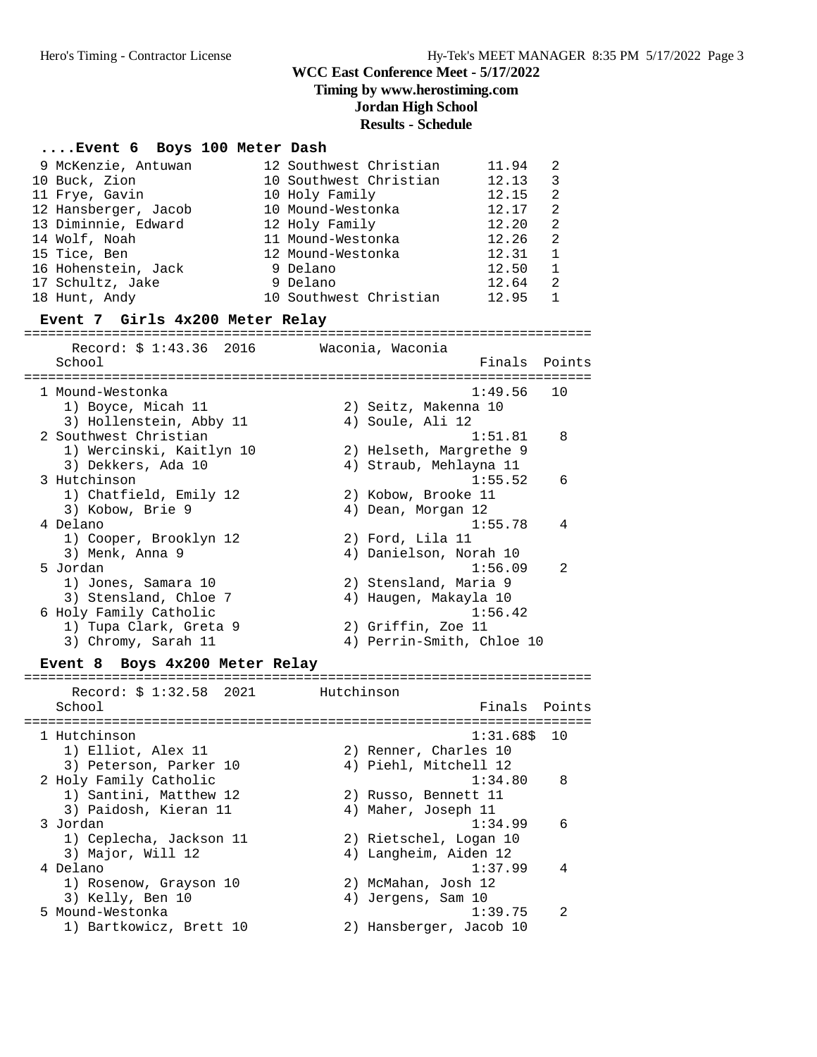WCC East Conference Meet - 5/17/2022
Timing by www.herostiming.com
Jordan High School
Results - Schedule

### ....Event 6 Boys 100 Meter Dash

| Place | Name | Year | School | Finals | H# |
|---|---|---|---|---|---|
| 9 | McKenzie, Antuwan | 12 | Southwest Christian | 11.94 | 2 |
| 10 | Buck, Zion | 10 | Southwest Christian | 12.13 | 3 |
| 11 | Frye, Gavin | 10 | Holy Family | 12.15 | 2 |
| 12 | Hansberger, Jacob | 10 | Mound-Westonka | 12.17 | 2 |
| 13 | Diminnie, Edward | 12 | Holy Family | 12.20 | 2 |
| 14 | Wolf, Noah | 11 | Mound-Westonka | 12.26 | 2 |
| 15 | Tice, Ben | 12 | Mound-Westonka | 12.31 | 1 |
| 16 | Hohenstein, Jack | 9 | Delano | 12.50 | 1 |
| 17 | Schultz, Jake | 9 | Delano | 12.64 | 2 |
| 18 | Hunt, Andy | 10 | Southwest Christian | 12.95 | 1 |

### Event 7 Girls 4x200 Meter Relay

Record: $ 1:43.36 2016 Waconia, Waconia

| Place | School | Finals | Points |
|---|---|---|---|
| 1 | Mound-Westonka | 1:49.56 | 10 |
| | 1) Boyce, Micah 11; 2) Seitz, Makenna 10; 3) Hollenstein, Abby 11; 4) Soule, Ali 12 | | |
| 2 | Southwest Christian | 1:51.81 | 8 |
| | 1) Wercinski, Kaitlyn 10; 2) Helseth, Margrethe 9; 3) Dekkers, Ada 10; 4) Straub, Mehlayna 11 | | |
| 3 | Hutchinson | 1:55.52 | 6 |
| | 1) Chatfield, Emily 12; 2) Kobow, Brooke 11; 3) Kobow, Brie 9; 4) Dean, Morgan 12 | | |
| 4 | Delano | 1:55.78 | 4 |
| | 1) Cooper, Brooklyn 12; 2) Ford, Lila 11; 3) Menk, Anna 9; 4) Danielson, Norah 10 | | |
| 5 | Jordan | 1:56.09 | 2 |
| | 1) Jones, Samara 10; 2) Stensland, Maria 9; 3) Stensland, Chloe 7; 4) Haugen, Makayla 10 | | |
| 6 | Holy Family Catholic | 1:56.42 | |
| | 1) Tupa Clark, Greta 9; 2) Griffin, Zoe 11; 3) Chromy, Sarah 11; 4) Perrin-Smith, Chloe 10 | | |

### Event 8 Boys 4x200 Meter Relay

Record: $ 1:32.58 2021 Hutchinson

| Place | School | Finals | Points |
|---|---|---|---|
| 1 | Hutchinson | 1:31.68$ | 10 |
| | 1) Elliot, Alex 11; 2) Renner, Charles 10; 3) Peterson, Parker 10; 4) Piehl, Mitchell 12 | | |
| 2 | Holy Family Catholic | 1:34.80 | 8 |
| | 1) Santini, Matthew 12; 2) Russo, Bennett 11; 3) Paidosh, Kieran 11; 4) Maher, Joseph 11 | | |
| 3 | Jordan | 1:34.99 | 6 |
| | 1) Ceplecha, Jackson 11; 2) Rietschel, Logan 10; 3) Major, Will 12; 4) Langheim, Aiden 12 | | |
| 4 | Delano | 1:37.99 | 4 |
| | 1) Rosenow, Grayson 10; 2) McMahan, Josh 12; 3) Kelly, Ben 10; 4) Jergens, Sam 10 | | |
| 5 | Mound-Westonka | 1:39.75 | 2 |
| | 1) Bartkowicz, Brett 10; 2) Hansberger, Jacob 10 | | |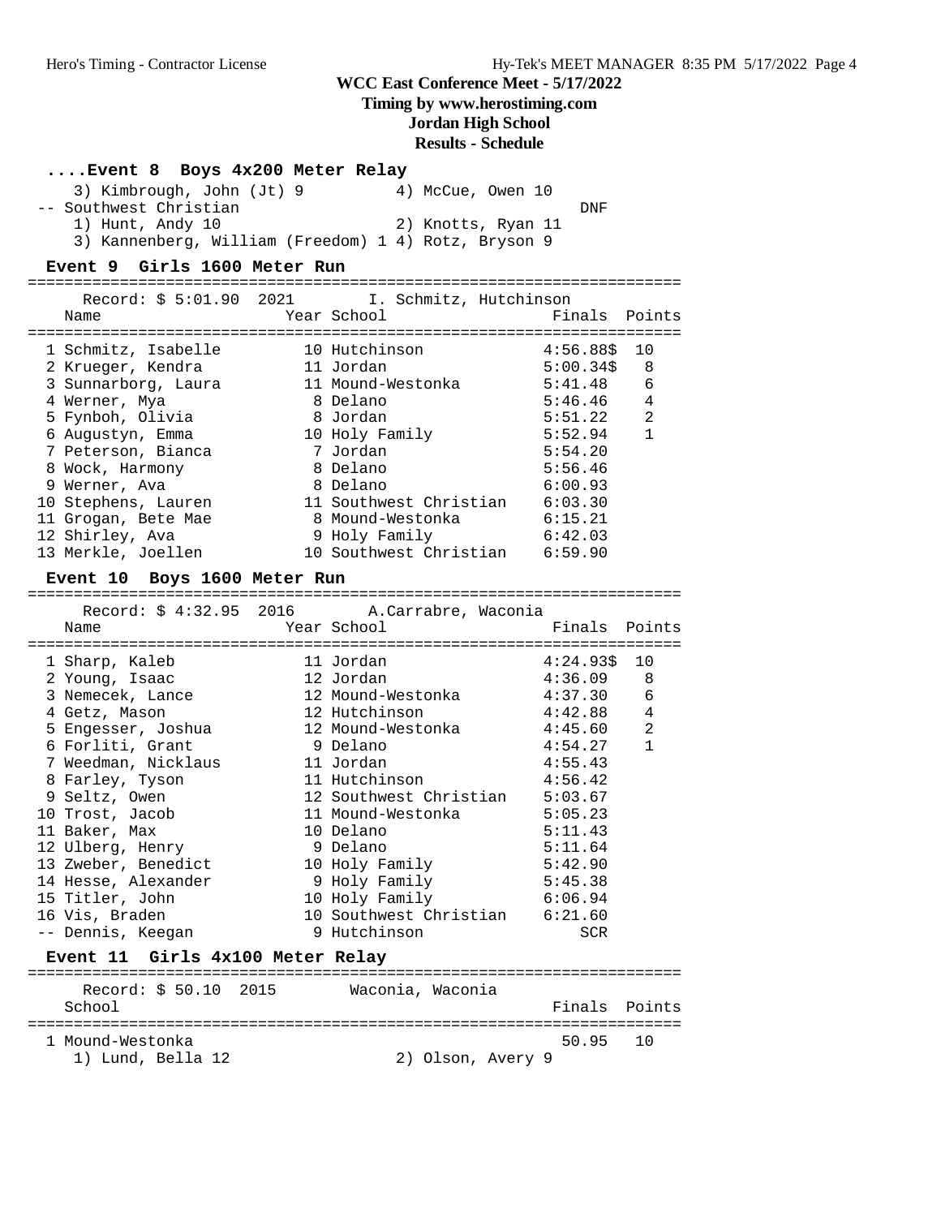**WCC East Conference Meet - 5/17/2022**
**Timing by www.herostiming.com**
**Jordan High School**
**Results - Schedule**

### ....Event 8 Boys 4x200 Meter Relay

3) Kimbrough, John (Jt) 9    4) McCue, Owen 10

-- Southwest Christian    DNF

1) Hunt, Andy 10    2) Knotts, Ryan 11
3) Kannenberg, William (Freedom) 1    4) Rotz, Bryson 9

### Event 9 Girls 1600 Meter Run

Record: $ 5:01.90 2021    I. Schmitz, Hutchinson

| | Name | Year | School | Finals | Points |
|---|---|---|---|---|---|
| 1 | Schmitz, Isabelle | 10 | Hutchinson | 4:56.88$ | 10 |
| 2 | Krueger, Kendra | 11 | Jordan | 5:00.34$ | 8 |
| 3 | Sunnarborg, Laura | 11 | Mound-Westonka | 5:41.48 | 6 |
| 4 | Werner, Mya | 8 | Delano | 5:46.46 | 4 |
| 5 | Fynboh, Olivia | 8 | Jordan | 5:51.22 | 2 |
| 6 | Augustyn, Emma | 10 | Holy Family | 5:52.94 | 1 |
| 7 | Peterson, Bianca | 7 | Jordan | 5:54.20 | |
| 8 | Wock, Harmony | 8 | Delano | 5:56.46 | |
| 9 | Werner, Ava | 8 | Delano | 6:00.93 | |
| 10 | Stephens, Lauren | 11 | Southwest Christian | 6:03.30 | |
| 11 | Grogan, Bete Mae | 8 | Mound-Westonka | 6:15.21 | |
| 12 | Shirley, Ava | 9 | Holy Family | 6:42.03 | |
| 13 | Merkle, Joellen | 10 | Southwest Christian | 6:59.90 | |

### Event 10 Boys 1600 Meter Run

Record: $ 4:32.95 2016    A.Carrabre, Waconia

| | Name | Year | School | Finals | Points |
|---|---|---|---|---|---|
| 1 | Sharp, Kaleb | 11 | Jordan | 4:24.93$ | 10 |
| 2 | Young, Isaac | 12 | Jordan | 4:36.09 | 8 |
| 3 | Nemecek, Lance | 12 | Mound-Westonka | 4:37.30 | 6 |
| 4 | Getz, Mason | 12 | Hutchinson | 4:42.88 | 4 |
| 5 | Engesser, Joshua | 12 | Mound-Westonka | 4:45.60 | 2 |
| 6 | Forliti, Grant | 9 | Delano | 4:54.27 | 1 |
| 7 | Weedman, Nicklaus | 11 | Jordan | 4:55.43 | |
| 8 | Farley, Tyson | 11 | Hutchinson | 4:56.42 | |
| 9 | Seltz, Owen | 12 | Southwest Christian | 5:03.67 | |
| 10 | Trost, Jacob | 11 | Mound-Westonka | 5:05.23 | |
| 11 | Baker, Max | 10 | Delano | 5:11.43 | |
| 12 | Ulberg, Henry | 9 | Delano | 5:11.64 | |
| 13 | Zweber, Benedict | 10 | Holy Family | 5:42.90 | |
| 14 | Hesse, Alexander | 9 | Holy Family | 5:45.38 | |
| 15 | Titler, John | 10 | Holy Family | 6:06.94 | |
| 16 | Vis, Braden | 10 | Southwest Christian | 6:21.60 | |
| -- | Dennis, Keegan | 9 | Hutchinson | SCR | |

### Event 11 Girls 4x100 Meter Relay

Record: $ 50.10 2015    Waconia, Waconia

| | School | Finals | Points |
|---|---|---|---|
| 1 | Mound-Westonka | 50.95 | 10 |

1) Lund, Bella 12    2) Olson, Avery 9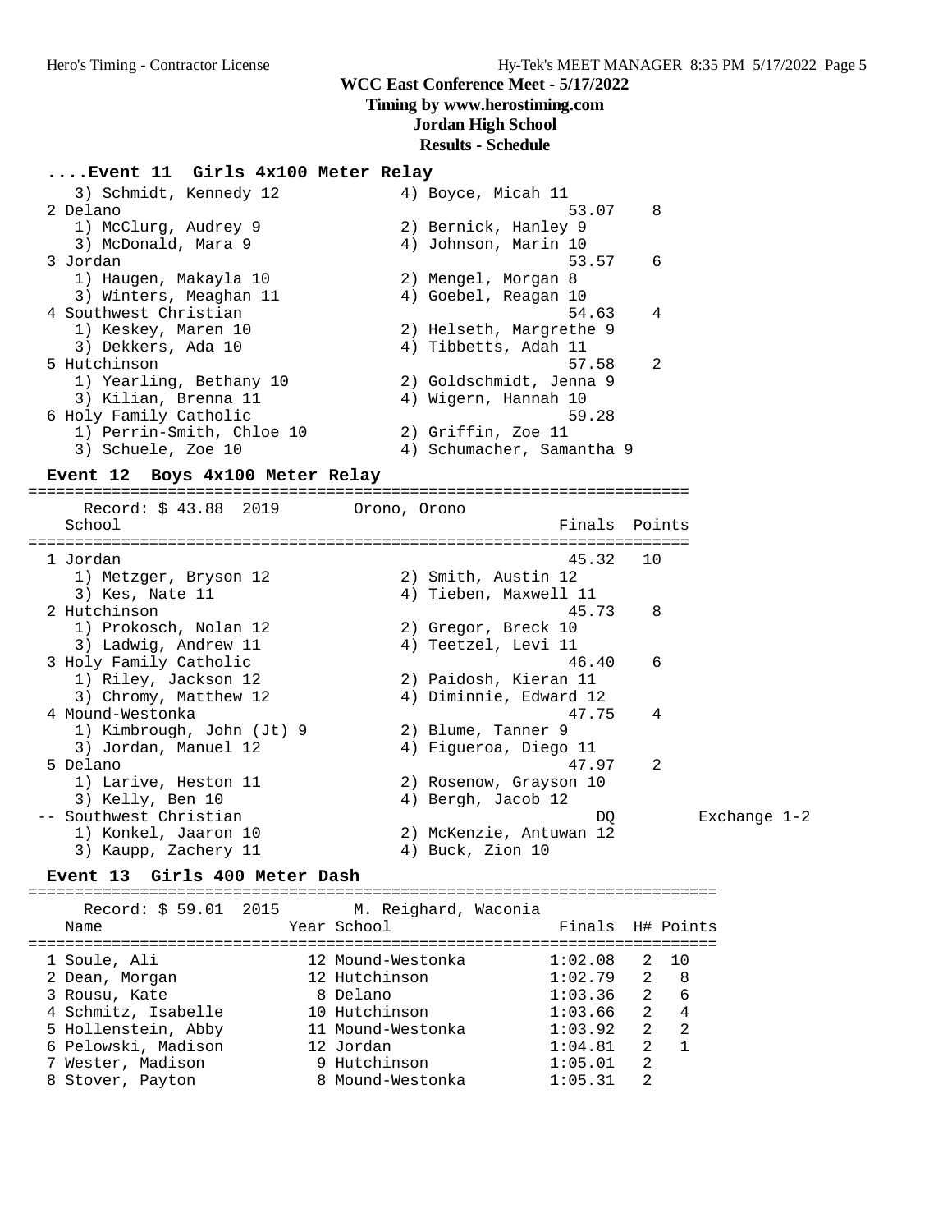**WCC East Conference Meet - 5/17/2022**
**Timing by www.herostiming.com**
**Jordan High School**
**Results - Schedule**

### ....Event 11 Girls 4x100 Meter Relay

```
   3) Schmidt, Kennedy 12            4) Boyce, Micah 11
 2 Delano                                           53.07    8
   1) McClurg, Audrey 9              2) Bernick, Hanley 9
   3) McDonald, Mara 9               4) Johnson, Marin 10
 3 Jordan                                           53.57    6
   1) Haugen, Makayla 10             2) Mengel, Morgan 8
   3) Winters, Meaghan 11            4) Goebel, Reagan 10
 4 Southwest Christian                              54.63    4
   1) Keskey, Maren 10               2) Helseth, Margrethe 9
   3) Dekkers, Ada 10                4) Tibbetts, Adah 11
 5 Hutchinson                                       57.58    2
   1) Yearling, Bethany 10           2) Goldschmidt, Jenna 9
   3) Kilian, Brenna 11              4) Wigern, Hannah 10
 6 Holy Family Catholic                             59.28
   1) Perrin-Smith, Chloe 10         2) Griffin, Zoe 11
   3) Schuele, Zoe 10                4) Schumacher, Samantha 9
```

### Event 12 Boys 4x100 Meter Relay

```
=======================================================================
    Record: $ 43.88  2019       Orono, Orono
   School                                          Finals  Points
=======================================================================
 1 Jordan                                           45.32   10
   1) Metzger, Bryson 12             2) Smith, Austin 12
   3) Kes, Nate 11                   4) Tieben, Maxwell 11
 2 Hutchinson                                       45.73    8
   1) Prokosch, Nolan 12             2) Gregor, Breck 10
   3) Ladwig, Andrew 11              4) Teetzel, Levi 11
 3 Holy Family Catholic                             46.40    6
   1) Riley, Jackson 12              2) Paidosh, Kieran 11
   3) Chromy, Matthew 12             4) Diminnie, Edward 12
 4 Mound-Westonka                                   47.75    4
   1) Kimbrough, John (Jt) 9         2) Blume, Tanner 9
   3) Jordan, Manuel 12              4) Figueroa, Diego 11
 5 Delano                                           47.97    2
   1) Larive, Heston 11              2) Rosenow, Grayson 10
   3) Kelly, Ben 10                  4) Bergh, Jacob 12
-- Southwest Christian                                 DQ          Exchange 1-2
   1) Konkel, Jaaron 10              2) McKenzie, Antuwan 12
   3) Kaupp, Zachery 11              4) Buck, Zion 10
```

### Event 13 Girls 400 Meter Dash

```
==========================================================================
    Record: $ 59.01  2015       M. Reighard, Waconia
   Name                    Year School                Finals  H# Points
==========================================================================
 1 Soule, Ali              12 Mound-Westonka         1:02.08   2  10
 2 Dean, Morgan            12 Hutchinson             1:02.79   2   8
 3 Rousu, Kate              8 Delano                 1:03.36   2   6
 4 Schmitz, Isabelle       10 Hutchinson             1:03.66   2   4
 5 Hollenstein, Abby       11 Mound-Westonka         1:03.92   2   2
 6 Pelowski, Madison       12 Jordan                 1:04.81   2   1
 7 Wester, Madison          9 Hutchinson             1:05.01   2
 8 Stover, Payton           8 Mound-Westonka         1:05.31   2
```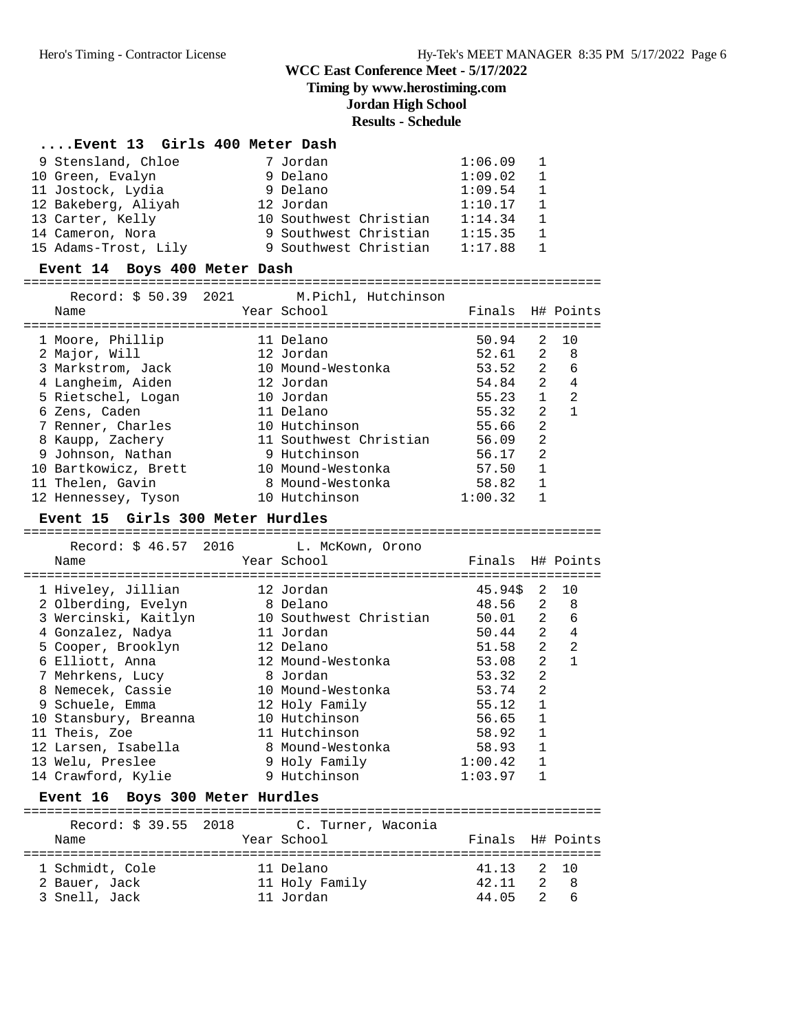# WCC East Conference Meet - 5/17/2022

**Timing by www.herostiming.com**

**Jordan High School**

**Results - Schedule**

### ....Event 13 Girls 400 Meter Dash

| Place | Name | Year | School | Finals | H# | Points |
|---|---|---|---|---|---|---|
| 9 | Stensland, Chloe | 7 | Jordan | 1:06.09 | 1 | |
| 10 | Green, Evalyn | 9 | Delano | 1:09.02 | 1 | |
| 11 | Jostock, Lydia | 9 | Delano | 1:09.54 | 1 | |
| 12 | Bakeberg, Aliyah | 12 | Jordan | 1:10.17 | 1 | |
| 13 | Carter, Kelly | 10 | Southwest Christian | 1:14.34 | 1 | |
| 14 | Cameron, Nora | 9 | Southwest Christian | 1:15.35 | 1 | |
| 15 | Adams-Trost, Lily | 9 | Southwest Christian | 1:17.88 | 1 | |

### Event 14 Boys 400 Meter Dash

Record: $ 50.39 2021 M.Pichl, Hutchinson

| Place | Name | Year | School | Finals | H# | Points |
|---|---|---|---|---|---|---|
| 1 | Moore, Phillip | 11 | Delano | 50.94 | 2 | 10 |
| 2 | Major, Will | 12 | Jordan | 52.61 | 2 | 8 |
| 3 | Markstrom, Jack | 10 | Mound-Westonka | 53.52 | 2 | 6 |
| 4 | Langheim, Aiden | 12 | Jordan | 54.84 | 2 | 4 |
| 5 | Rietschel, Logan | 10 | Jordan | 55.23 | 1 | 2 |
| 6 | Zens, Caden | 11 | Delano | 55.32 | 2 | 1 |
| 7 | Renner, Charles | 10 | Hutchinson | 55.66 | 2 | |
| 8 | Kaupp, Zachery | 11 | Southwest Christian | 56.09 | 2 | |
| 9 | Johnson, Nathan | 9 | Hutchinson | 56.17 | 2 | |
| 10 | Bartkowicz, Brett | 10 | Mound-Westonka | 57.50 | 1 | |
| 11 | Thelen, Gavin | 8 | Mound-Westonka | 58.82 | 1 | |
| 12 | Hennessey, Tyson | 10 | Hutchinson | 1:00.32 | 1 | |

### Event 15 Girls 300 Meter Hurdles

Record: $ 46.57 2016 L. McKown, Orono

| Place | Name | Year | School | Finals | H# | Points |
|---|---|---|---|---|---|---|
| 1 | Hiveley, Jillian | 12 | Jordan | 45.94$ | 2 | 10 |
| 2 | Olberding, Evelyn | 8 | Delano | 48.56 | 2 | 8 |
| 3 | Wercinski, Kaitlyn | 10 | Southwest Christian | 50.01 | 2 | 6 |
| 4 | Gonzalez, Nadya | 11 | Jordan | 50.44 | 2 | 4 |
| 5 | Cooper, Brooklyn | 12 | Delano | 51.58 | 2 | 2 |
| 6 | Elliott, Anna | 12 | Mound-Westonka | 53.08 | 2 | 1 |
| 7 | Mehrkens, Lucy | 8 | Jordan | 53.32 | 2 | |
| 8 | Nemecek, Cassie | 10 | Mound-Westonka | 53.74 | 2 | |
| 9 | Schuele, Emma | 12 | Holy Family | 55.12 | 1 | |
| 10 | Stansbury, Breanna | 10 | Hutchinson | 56.65 | 1 | |
| 11 | Theis, Zoe | 11 | Hutchinson | 58.92 | 1 | |
| 12 | Larsen, Isabella | 8 | Mound-Westonka | 58.93 | 1 | |
| 13 | Welu, Preslee | 9 | Holy Family | 1:00.42 | 1 | |
| 14 | Crawford, Kylie | 9 | Hutchinson | 1:03.97 | 1 | |

### Event 16 Boys 300 Meter Hurdles

Record: $ 39.55 2018 C. Turner, Waconia

| Place | Name | Year | School | Finals | H# | Points |
|---|---|---|---|---|---|---|
| 1 | Schmidt, Cole | 11 | Delano | 41.13 | 2 | 10 |
| 2 | Bauer, Jack | 11 | Holy Family | 42.11 | 2 | 8 |
| 3 | Snell, Jack | 11 | Jordan | 44.05 | 2 | 6 |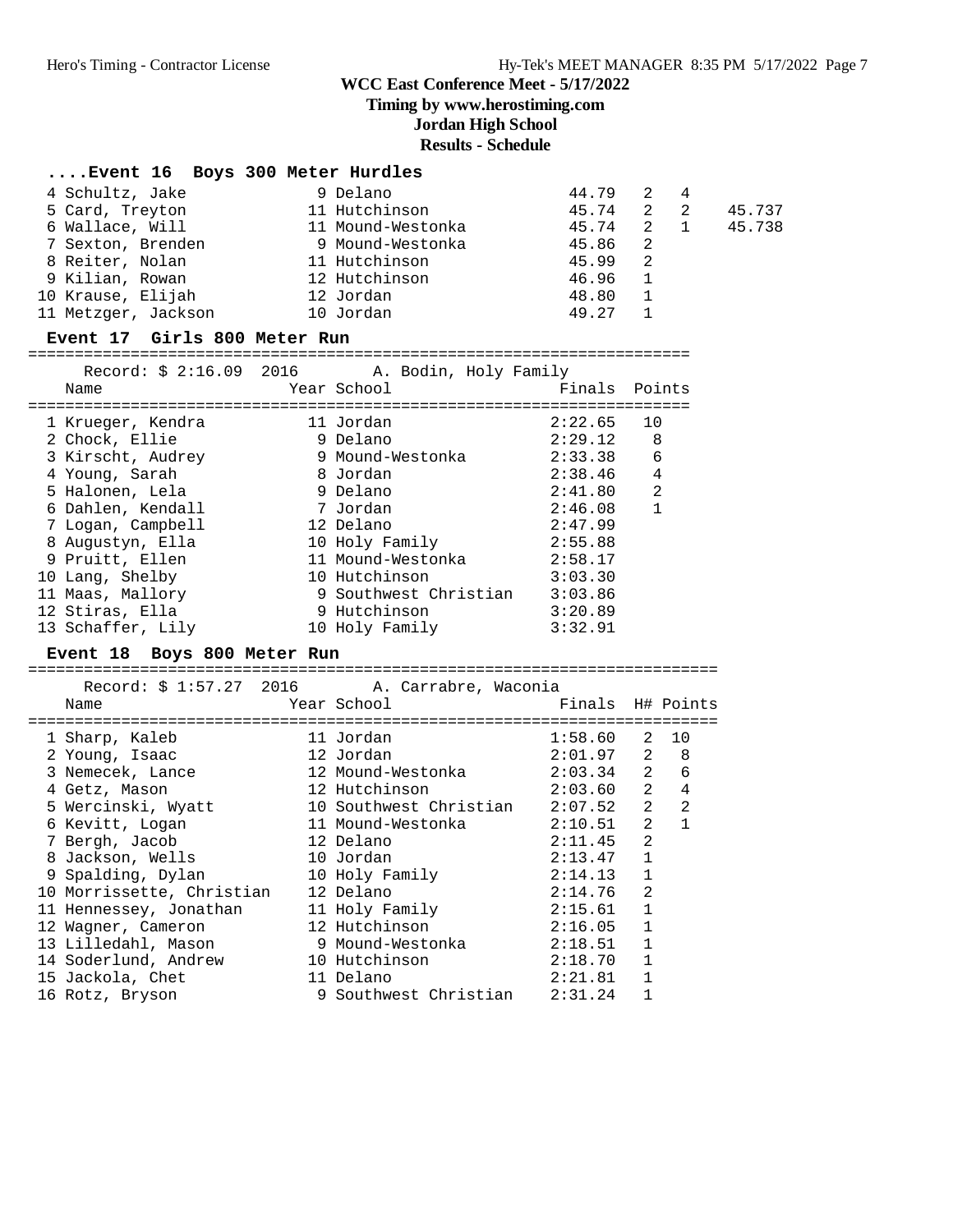# WCC East Conference Meet - 5/17/2022

**Timing by www.herostiming.com**

**Jordan High School**

**Results - Schedule**

## ....Event 16 Boys 300 Meter Hurdles

| Place | Name | Year | School | Finals | H# | Points | |
|---|---|---|---|---|---|---|---|
| 4 | Schultz, Jake | 9 | Delano | 44.79 | 2 | 4 | |
| 5 | Card, Treyton | 11 | Hutchinson | 45.74 | 2 | 2 | 45.737 |
| 6 | Wallace, Will | 11 | Mound-Westonka | 45.74 | 2 | 1 | 45.738 |
| 7 | Sexton, Brenden | 9 | Mound-Westonka | 45.86 | 2 | | |
| 8 | Reiter, Nolan | 11 | Hutchinson | 45.99 | 2 | | |
| 9 | Kilian, Rowan | 12 | Hutchinson | 46.96 | 1 | | |
| 10 | Krause, Elijah | 12 | Jordan | 48.80 | 1 | | |
| 11 | Metzger, Jackson | 10 | Jordan | 49.27 | 1 | | |

## Event 17 Girls 800 Meter Run

Record: $ 2:16.09 2016 A. Bodin, Holy Family

| Place | Name | Year | School | Finals | Points |
|---|---|---|---|---|---|
| 1 | Krueger, Kendra | 11 | Jordan | 2:22.65 | 10 |
| 2 | Chock, Ellie | 9 | Delano | 2:29.12 | 8 |
| 3 | Kirscht, Audrey | 9 | Mound-Westonka | 2:33.38 | 6 |
| 4 | Young, Sarah | 8 | Jordan | 2:38.46 | 4 |
| 5 | Halonen, Lela | 9 | Delano | 2:41.80 | 2 |
| 6 | Dahlen, Kendall | 7 | Jordan | 2:46.08 | 1 |
| 7 | Logan, Campbell | 12 | Delano | 2:47.99 | |
| 8 | Augustyn, Ella | 10 | Holy Family | 2:55.88 | |
| 9 | Pruitt, Ellen | 11 | Mound-Westonka | 2:58.17 | |
| 10 | Lang, Shelby | 10 | Hutchinson | 3:03.30 | |
| 11 | Maas, Mallory | 9 | Southwest Christian | 3:03.86 | |
| 12 | Stiras, Ella | 9 | Hutchinson | 3:20.89 | |
| 13 | Schaffer, Lily | 10 | Holy Family | 3:32.91 | |

## Event 18 Boys 800 Meter Run

Record: $ 1:57.27 2016 A. Carrabre, Waconia

| Place | Name | Year | School | Finals | H# | Points |
|---|---|---|---|---|---|---|
| 1 | Sharp, Kaleb | 11 | Jordan | 1:58.60 | 2 | 10 |
| 2 | Young, Isaac | 12 | Jordan | 2:01.97 | 2 | 8 |
| 3 | Nemecek, Lance | 12 | Mound-Westonka | 2:03.34 | 2 | 6 |
| 4 | Getz, Mason | 12 | Hutchinson | 2:03.60 | 2 | 4 |
| 5 | Wercinski, Wyatt | 10 | Southwest Christian | 2:07.52 | 2 | 2 |
| 6 | Kevitt, Logan | 11 | Mound-Westonka | 2:10.51 | 2 | 1 |
| 7 | Bergh, Jacob | 12 | Delano | 2:11.45 | 2 | |
| 8 | Jackson, Wells | 10 | Jordan | 2:13.47 | 1 | |
| 9 | Spalding, Dylan | 10 | Holy Family | 2:14.13 | 1 | |
| 10 | Morrissette, Christian | 12 | Delano | 2:14.76 | 2 | |
| 11 | Hennessey, Jonathan | 11 | Holy Family | 2:15.61 | 1 | |
| 12 | Wagner, Cameron | 12 | Hutchinson | 2:16.05 | 1 | |
| 13 | Lilledahl, Mason | 9 | Mound-Westonka | 2:18.51 | 1 | |
| 14 | Soderlund, Andrew | 10 | Hutchinson | 2:18.70 | 1 | |
| 15 | Jackola, Chet | 11 | Delano | 2:21.81 | 1 | |
| 16 | Rotz, Bryson | 9 | Southwest Christian | 2:31.24 | 1 | |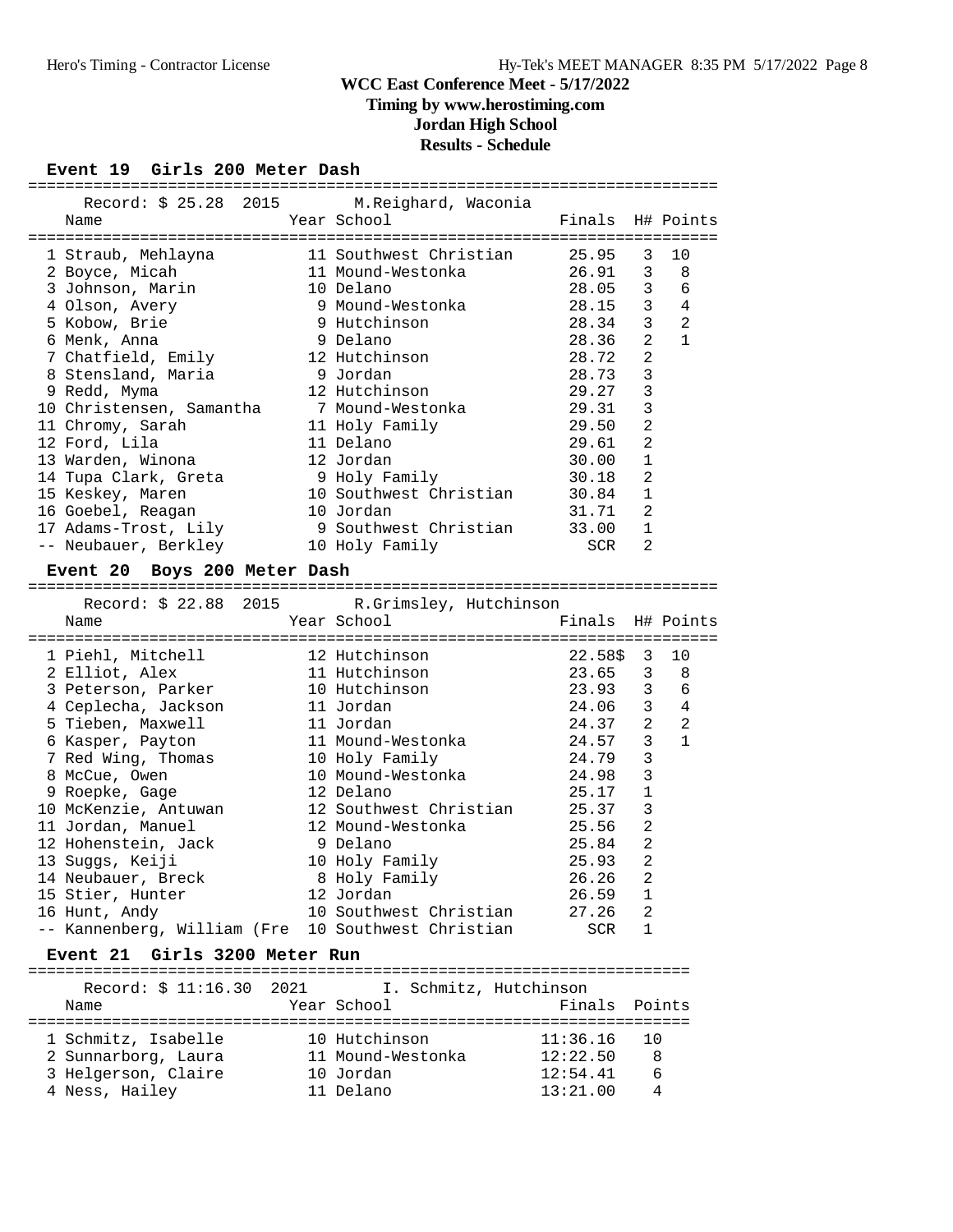# WCC East Conference Meet - 5/17/2022

**Timing by www.herostiming.com**

**Jordan High School**

**Results - Schedule**

## Event 19 Girls 200 Meter Dash

Record: $ 25.28 2015 M.Reighard, Waconia

| Place | Name | Year | School | Finals | H# | Points |
|---|---|---|---|---|---|---|
| 1 | Straub, Mehlayna | 11 | Southwest Christian | 25.95 | 3 | 10 |
| 2 | Boyce, Micah | 11 | Mound-Westonka | 26.91 | 3 | 8 |
| 3 | Johnson, Marin | 10 | Delano | 28.05 | 3 | 6 |
| 4 | Olson, Avery | 9 | Mound-Westonka | 28.15 | 3 | 4 |
| 5 | Kobow, Brie | 9 | Hutchinson | 28.34 | 3 | 2 |
| 6 | Menk, Anna | 9 | Delano | 28.36 | 2 | 1 |
| 7 | Chatfield, Emily | 12 | Hutchinson | 28.72 | 2 | |
| 8 | Stensland, Maria | 9 | Jordan | 28.73 | 3 | |
| 9 | Redd, Myma | 12 | Hutchinson | 29.27 | 3 | |
| 10 | Christensen, Samantha | 7 | Mound-Westonka | 29.31 | 3 | |
| 11 | Chromy, Sarah | 11 | Holy Family | 29.50 | 2 | |
| 12 | Ford, Lila | 11 | Delano | 29.61 | 2 | |
| 13 | Warden, Winona | 12 | Jordan | 30.00 | 1 | |
| 14 | Tupa Clark, Greta | 9 | Holy Family | 30.18 | 2 | |
| 15 | Keskey, Maren | 10 | Southwest Christian | 30.84 | 1 | |
| 16 | Goebel, Reagan | 10 | Jordan | 31.71 | 2 | |
| 17 | Adams-Trost, Lily | 9 | Southwest Christian | 33.00 | 1 | |
| -- | Neubauer, Berkley | 10 | Holy Family | SCR | 2 | |

## Event 20 Boys 200 Meter Dash

Record: $ 22.88 2015 R.Grimsley, Hutchinson

| Place | Name | Year | School | Finals | H# | Points |
|---|---|---|---|---|---|---|
| 1 | Piehl, Mitchell | 12 | Hutchinson | 22.58$ | 3 | 10 |
| 2 | Elliot, Alex | 11 | Hutchinson | 23.65 | 3 | 8 |
| 3 | Peterson, Parker | 10 | Hutchinson | 23.93 | 3 | 6 |
| 4 | Ceplecha, Jackson | 11 | Jordan | 24.06 | 3 | 4 |
| 5 | Tieben, Maxwell | 11 | Jordan | 24.37 | 2 | 2 |
| 6 | Kasper, Payton | 11 | Mound-Westonka | 24.57 | 3 | 1 |
| 7 | Red Wing, Thomas | 10 | Holy Family | 24.79 | 3 | |
| 8 | McCue, Owen | 10 | Mound-Westonka | 24.98 | 3 | |
| 9 | Roepke, Gage | 12 | Delano | 25.17 | 1 | |
| 10 | McKenzie, Antuwan | 12 | Southwest Christian | 25.37 | 3 | |
| 11 | Jordan, Manuel | 12 | Mound-Westonka | 25.56 | 2 | |
| 12 | Hohenstein, Jack | 9 | Delano | 25.84 | 2 | |
| 13 | Suggs, Keiji | 10 | Holy Family | 25.93 | 2 | |
| 14 | Neubauer, Breck | 8 | Holy Family | 26.26 | 2 | |
| 15 | Stier, Hunter | 12 | Jordan | 26.59 | 1 | |
| 16 | Hunt, Andy | 10 | Southwest Christian | 27.26 | 2 | |
| -- | Kannenberg, William (Fre | 10 | Southwest Christian | SCR | 1 | |

## Event 21 Girls 3200 Meter Run

Record: $ 11:16.30 2021 I. Schmitz, Hutchinson

| Place | Name | Year | School | Finals | Points |
|---|---|---|---|---|---|
| 1 | Schmitz, Isabelle | 10 | Hutchinson | 11:36.16 | 10 |
| 2 | Sunnarborg, Laura | 11 | Mound-Westonka | 12:22.50 | 8 |
| 3 | Helgerson, Claire | 10 | Jordan | 12:54.41 | 6 |
| 4 | Ness, Hailey | 11 | Delano | 13:21.00 | 4 |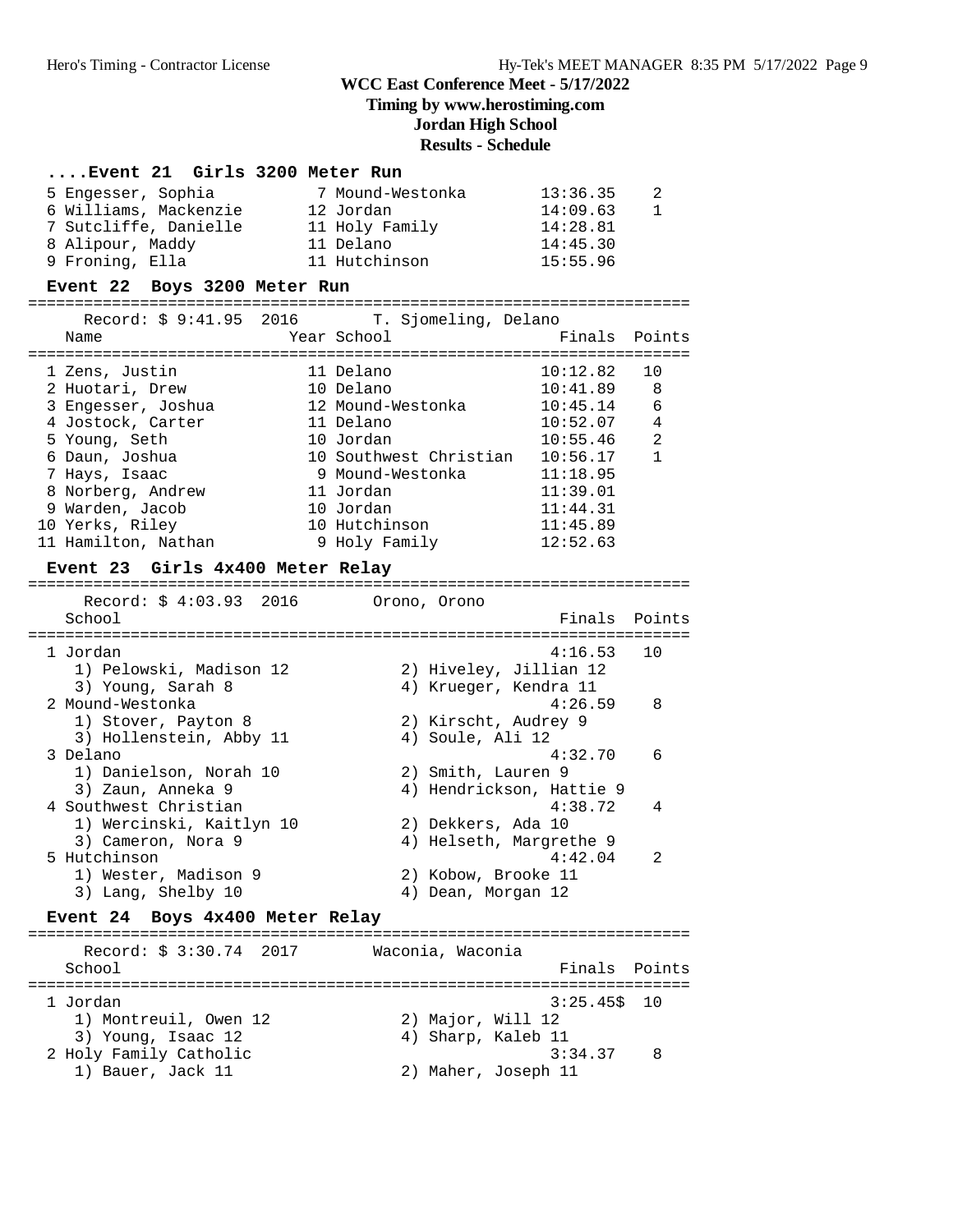## WCC East Conference Meet - 5/17/2022

**Timing by www.herostiming.com**

**Jordan High School**

**Results - Schedule**

### ....Event 21 Girls 3200 Meter Run

| Place | Name | Year | School | Finals | Points |
|---|---|---|---|---|---|
| 5 | Engesser, Sophia | 7 | Mound-Westonka | 13:36.35 | 2 |
| 6 | Williams, Mackenzie | 12 | Jordan | 14:09.63 | 1 |
| 7 | Sutcliffe, Danielle | 11 | Holy Family | 14:28.81 | |
| 8 | Alipour, Maddy | 11 | Delano | 14:45.30 | |
| 9 | Froning, Ella | 11 | Hutchinson | 15:55.96 | |

### Event 22 Boys 3200 Meter Run

Record: $ 9:41.95 2016 T. Sjomeling, Delano

| Place | Name | Year | School | Finals | Points |
|---|---|---|---|---|---|
| 1 | Zens, Justin | 11 | Delano | 10:12.82 | 10 |
| 2 | Huotari, Drew | 10 | Delano | 10:41.89 | 8 |
| 3 | Engesser, Joshua | 12 | Mound-Westonka | 10:45.14 | 6 |
| 4 | Jostock, Carter | 11 | Delano | 10:52.07 | 4 |
| 5 | Young, Seth | 10 | Jordan | 10:55.46 | 2 |
| 6 | Daun, Joshua | 10 | Southwest Christian | 10:56.17 | 1 |
| 7 | Hays, Isaac | 9 | Mound-Westonka | 11:18.95 | |
| 8 | Norberg, Andrew | 11 | Jordan | 11:39.01 | |
| 9 | Warden, Jacob | 10 | Jordan | 11:44.31 | |
| 10 | Yerks, Riley | 10 | Hutchinson | 11:45.89 | |
| 11 | Hamilton, Nathan | 9 | Holy Family | 12:52.63 | |

### Event 23 Girls 4x400 Meter Relay

Record: $ 4:03.93 2016 Orono, Orono

| Place | School | Finals | Points |
|---|---|---|---|
| 1 | Jordan | 4:16.53 | 10 |
| | 1) Pelowski, Madison 12; 2) Hiveley, Jillian 12; 3) Young, Sarah 8; 4) Krueger, Kendra 11 | | |
| 2 | Mound-Westonka | 4:26.59 | 8 |
| | 1) Stover, Payton 8; 2) Kirscht, Audrey 9; 3) Hollenstein, Abby 11; 4) Soule, Ali 12 | | |
| 3 | Delano | 4:32.70 | 6 |
| | 1) Danielson, Norah 10; 2) Smith, Lauren 9; 3) Zaun, Anneka 9; 4) Hendrickson, Hattie 9 | | |
| 4 | Southwest Christian | 4:38.72 | 4 |
| | 1) Wercinski, Kaitlyn 10; 2) Dekkers, Ada 10; 3) Cameron, Nora 9; 4) Helseth, Margrethe 9 | | |
| 5 | Hutchinson | 4:42.04 | 2 |
| | 1) Wester, Madison 9; 2) Kobow, Brooke 11; 3) Lang, Shelby 10; 4) Dean, Morgan 12 | | |

### Event 24 Boys 4x400 Meter Relay

Record: $ 3:30.74 2017 Waconia, Waconia

| Place | School | Finals | Points |
|---|---|---|---|
| 1 | Jordan | 3:25.45$ | 10 |
| | 1) Montreuil, Owen 12; 2) Major, Will 12; 3) Young, Isaac 12; 4) Sharp, Kaleb 11 | | |
| 2 | Holy Family Catholic | 3:34.37 | 8 |
| | 1) Bauer, Jack 11; 2) Maher, Joseph 11 | | |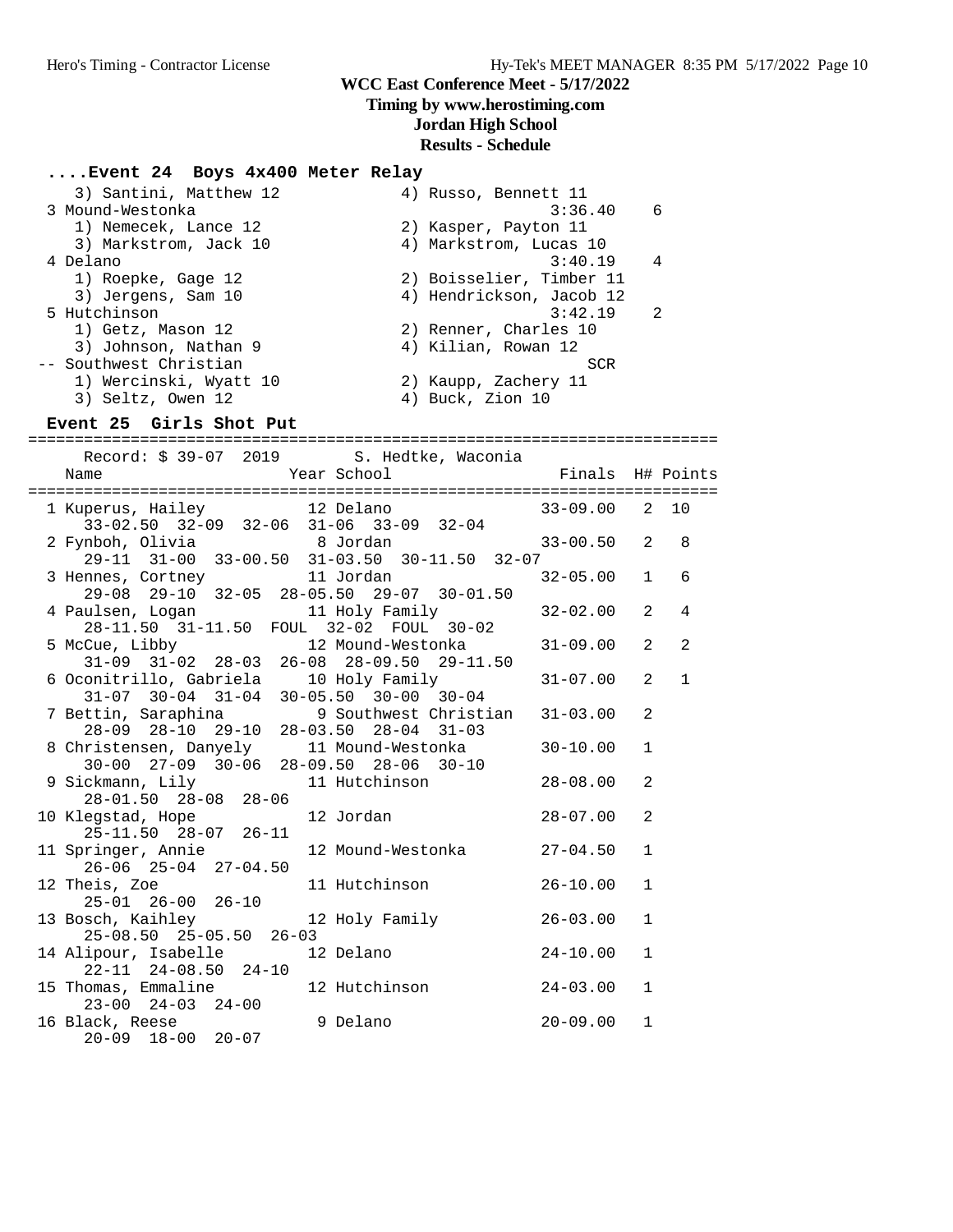**WCC East Conference Meet - 5/17/2022**

**Timing by www.herostiming.com**

**Jordan High School**

**Results - Schedule**

### ....Event 24 Boys 4x400 Meter Relay

```
   3) Santini, Matthew 12             4) Russo, Bennett 11
 3 Mound-Westonka                                  3:36.40    6
   1) Nemecek, Lance 12               2) Kasper, Payton 11
   3) Markstrom, Jack 10              4) Markstrom, Lucas 10
 4 Delano                                          3:40.19    4
   1) Roepke, Gage 12                 2) Boisselier, Timber 11
   3) Jergens, Sam 10                 4) Hendrickson, Jacob 12
 5 Hutchinson                                      3:42.19    2
   1) Getz, Mason 12                  2) Renner, Charles 10
   3) Johnson, Nathan 9               4) Kilian, Rowan 12
-- Southwest Christian                                 SCR
   1) Wercinski, Wyatt 10             2) Kaupp, Zachery 11
   3) Seltz, Owen 12                  4) Buck, Zion 10
```

### Event 25 Girls Shot Put

```
=========================================================================
    Record: $ 39-07  2019        S. Hedtke, Waconia
  Name                    Year School                 Finals  H# Points
=========================================================================
  1 Kuperus, Hailey         12 Delano               33-09.00   2  10
     33-02.50  32-09  32-06  31-06  33-09  32-04
  2 Fynboh, Olivia           8 Jordan               33-00.50   2   8
     29-11  31-00  33-00.50  31-03.50  30-11.50  32-07
  3 Hennes, Cortney         11 Jordan               32-05.00   1   6
     29-08  29-10  32-05  28-05.50  29-07  30-01.50
  4 Paulsen, Logan          11 Holy Family          32-02.00   2   4
     28-11.50  31-11.50  FOUL  32-02  FOUL  30-02
  5 McCue, Libby            12 Mound-Westonka       31-09.00   2   2
     31-09  31-02  28-03  26-08  28-09.50  29-11.50
  6 Oconitrillo, Gabriela   10 Holy Family          31-07.00   2   1
     31-07  30-04  31-04  30-05.50  30-00  30-04
  7 Bettin, Saraphina        9 Southwest Christian  31-03.00   2
     28-09  28-10  29-10  28-03.50  28-04  31-03
  8 Christensen, Danyely    11 Mound-Westonka       30-10.00   1
     30-00  27-09  30-06  28-09.50  28-06  30-10
  9 Sickmann, Lily          11 Hutchinson           28-08.00   2
     28-01.50  28-08  28-06
 10 Klegstad, Hope          12 Jordan               28-07.00   2
     25-11.50  28-07  26-11
 11 Springer, Annie         12 Mound-Westonka       27-04.50   1
     26-06  25-04  27-04.50
 12 Theis, Zoe              11 Hutchinson           26-10.00   1
     25-01  26-00  26-10
 13 Bosch, Kaihley          12 Holy Family          26-03.00   1
     25-08.50  25-05.50  26-03
 14 Alipour, Isabelle       12 Delano               24-10.00   1
     22-11  24-08.50  24-10
 15 Thomas, Emmaline        12 Hutchinson           24-03.00   1
     23-00  24-03  24-00
 16 Black, Reese             9 Delano               20-09.00   1
     20-09  18-00  20-07
```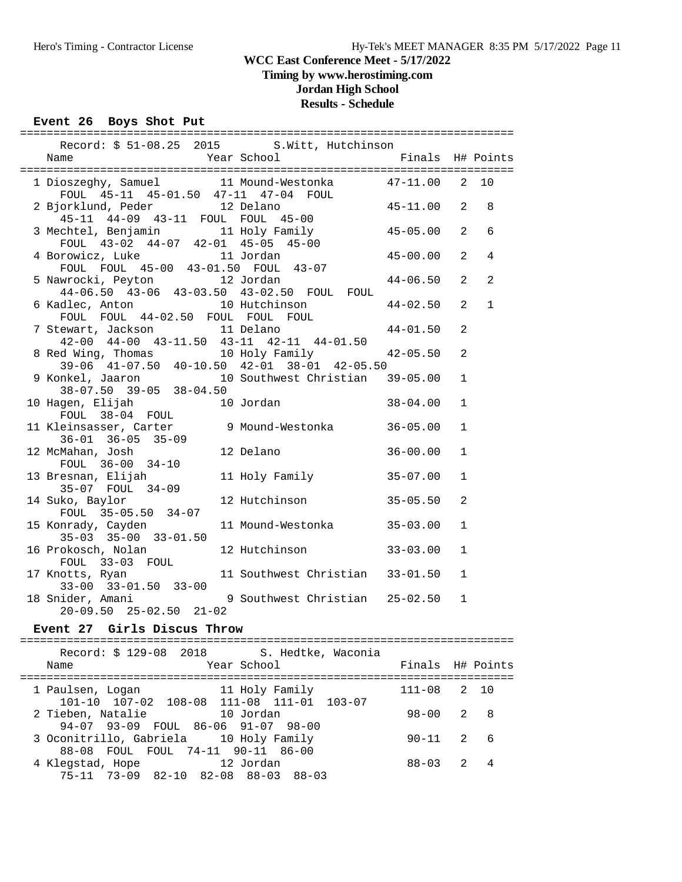# WCC East Conference Meet - 5/17/2022

**Timing by www.herostiming.com**

**Jordan High School**

**Results - Schedule**

### Event 26 Boys Shot Put

Record: $ 51-08.25 2015 S.Witt, Hutchinson

| Place | Name | Year | School | Finals | H# | Points |
|---|---|---|---|---|---|---|
| 1 | Dioszeghy, Samuel | 11 | Mound-Westonka | 47-11.00 | 2 | 10 |
| | FOUL 45-11 45-01.50 47-11 47-04 FOUL | | | | | |
| 2 | Bjorklund, Peder | 12 | Delano | 45-11.00 | 2 | 8 |
| | 45-11 44-09 43-11 FOUL FOUL 45-00 | | | | | |
| 3 | Mechtel, Benjamin | 11 | Holy Family | 45-05.00 | 2 | 6 |
| | FOUL 43-02 44-07 42-01 45-05 45-00 | | | | | |
| 4 | Borowicz, Luke | 11 | Jordan | 45-00.00 | 2 | 4 |
| | FOUL FOUL 45-00 43-01.50 FOUL 43-07 | | | | | |
| 5 | Nawrocki, Peyton | 12 | Jordan | 44-06.50 | 2 | 2 |
| | 44-06.50 43-06 43-03.50 43-02.50 FOUL FOUL | | | | | |
| 6 | Kadlec, Anton | 10 | Hutchinson | 44-02.50 | 2 | 1 |
| | FOUL FOUL 44-02.50 FOUL FOUL FOUL | | | | | |
| 7 | Stewart, Jackson | 11 | Delano | 44-01.50 | 2 | |
| | 42-00 44-00 43-11.50 43-11 42-11 44-01.50 | | | | | |
| 8 | Red Wing, Thomas | 10 | Holy Family | 42-05.50 | 2 | |
| | 39-06 41-07.50 40-10.50 42-01 38-01 42-05.50 | | | | | |
| 9 | Konkel, Jaaron | 10 | Southwest Christian | 39-05.00 | 1 | |
| | 38-07.50 39-05 38-04.50 | | | | | |
| 10 | Hagen, Elijah | 10 | Jordan | 38-04.00 | 1 | |
| | FOUL 38-04 FOUL | | | | | |
| 11 | Kleinsasser, Carter | 9 | Mound-Westonka | 36-05.00 | 1 | |
| | 36-01 36-05 35-09 | | | | | |
| 12 | McMahan, Josh | 12 | Delano | 36-00.00 | 1 | |
| | FOUL 36-00 34-10 | | | | | |
| 13 | Bresnan, Elijah | 11 | Holy Family | 35-07.00 | 1 | |
| | 35-07 FOUL 34-09 | | | | | |
| 14 | Suko, Baylor | 12 | Hutchinson | 35-05.50 | 2 | |
| | FOUL 35-05.50 34-07 | | | | | |
| 15 | Konrady, Cayden | 11 | Mound-Westonka | 35-03.00 | 1 | |
| | 35-03 35-00 33-01.50 | | | | | |
| 16 | Prokosch, Nolan | 12 | Hutchinson | 33-03.00 | 1 | |
| | FOUL 33-03 FOUL | | | | | |
| 17 | Knotts, Ryan | 11 | Southwest Christian | 33-01.50 | 1 | |
| | 33-00 33-01.50 33-00 | | | | | |
| 18 | Snider, Amani | 9 | Southwest Christian | 25-02.50 | 1 | |
| | 20-09.50 25-02.50 21-02 | | | | | |

### Event 27 Girls Discus Throw

Record: $ 129-08 2018 S. Hedtke, Waconia

| Place | Name | Year | School | Finals | H# | Points |
|---|---|---|---|---|---|---|
| 1 | Paulsen, Logan | 11 | Holy Family | 111-08 | 2 | 10 |
| | 101-10 107-02 108-08 111-08 111-01 103-07 | | | | | |
| 2 | Tieben, Natalie | 10 | Jordan | 98-00 | 2 | 8 |
| | 94-07 93-09 FOUL 86-06 91-07 98-00 | | | | | |
| 3 | Oconitrillo, Gabriela | 10 | Holy Family | 90-11 | 2 | 6 |
| | 88-08 FOUL FOUL 74-11 90-11 86-00 | | | | | |
| 4 | Klegstad, Hope | 12 | Jordan | 88-03 | 2 | 4 |
| | 75-11 73-09 82-10 82-08 88-03 88-03 | | | | | |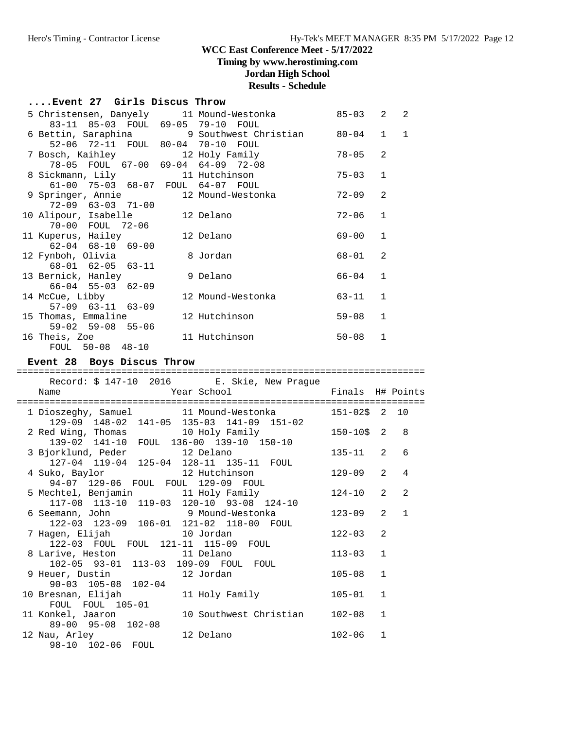# WCC East Conference Meet - 5/17/2022

**Timing by www.herostiming.com**

**Jordan High School**

**Results - Schedule**

## ....Event 27 Girls Discus Throw

| Place | Name | Year | School | Finals | H# | Points |
|---|---|---|---|---|---|---|
| 5 | Christensen, Danyely | 11 | Mound-Westonka | 85-03 | 2 | 2 |
| | 83-11 85-03 FOUL 69-05 79-10 FOUL | | | | | |
| 6 | Bettin, Saraphina | 9 | Southwest Christian | 80-04 | 1 | 1 |
| | 52-06 72-11 FOUL 80-04 70-10 FOUL | | | | | |
| 7 | Bosch, Kaihley | 12 | Holy Family | 78-05 | 2 | |
| | 78-05 FOUL 67-00 69-04 64-09 72-08 | | | | | |
| 8 | Sickmann, Lily | 11 | Hutchinson | 75-03 | 1 | |
| | 61-00 75-03 68-07 FOUL 64-07 FOUL | | | | | |
| 9 | Springer, Annie | 12 | Mound-Westonka | 72-09 | 2 | |
| | 72-09 63-03 71-00 | | | | | |
| 10 | Alipour, Isabelle | 12 | Delano | 72-06 | 1 | |
| | 70-00 FOUL 72-06 | | | | | |
| 11 | Kuperus, Hailey | 12 | Delano | 69-00 | 1 | |
| | 62-04 68-10 69-00 | | | | | |
| 12 | Fynboh, Olivia | 8 | Jordan | 68-01 | 2 | |
| | 68-01 62-05 63-11 | | | | | |
| 13 | Bernick, Hanley | 9 | Delano | 66-04 | 1 | |
| | 66-04 55-03 62-09 | | | | | |
| 14 | McCue, Libby | 12 | Mound-Westonka | 63-11 | 1 | |
| | 57-09 63-11 63-09 | | | | | |
| 15 | Thomas, Emmaline | 12 | Hutchinson | 59-08 | 1 | |
| | 59-02 59-08 55-06 | | | | | |
| 16 | Theis, Zoe | 11 | Hutchinson | 50-08 | 1 | |
| | FOUL 50-08 48-10 | | | | | |

## Event 28 Boys Discus Throw

Record: $ 147-10 2016 E. Skie, New Prague

| Place | Name | Year | School | Finals | H# | Points |
|---|---|---|---|---|---|---|
| 1 | Dioszeghy, Samuel | 11 | Mound-Westonka | 151-02$ | 2 | 10 |
| | 129-09 148-02 141-05 135-03 141-09 151-02 | | | | | |
| 2 | Red Wing, Thomas | 10 | Holy Family | 150-10$ | 2 | 8 |
| | 139-02 141-10 FOUL 136-00 139-10 150-10 | | | | | |
| 3 | Bjorklund, Peder | 12 | Delano | 135-11 | 2 | 6 |
| | 127-04 119-04 125-04 128-11 135-11 FOUL | | | | | |
| 4 | Suko, Baylor | 12 | Hutchinson | 129-09 | 2 | 4 |
| | 94-07 129-06 FOUL FOUL 129-09 FOUL | | | | | |
| 5 | Mechtel, Benjamin | 11 | Holy Family | 124-10 | 2 | 2 |
| | 117-08 113-10 119-03 120-10 93-08 124-10 | | | | | |
| 6 | Seemann, John | 9 | Mound-Westonka | 123-09 | 2 | 1 |
| | 122-03 123-09 106-01 121-02 118-00 FOUL | | | | | |
| 7 | Hagen, Elijah | 10 | Jordan | 122-03 | 2 | |
| | 122-03 FOUL FOUL 121-11 115-09 FOUL | | | | | |
| 8 | Larive, Heston | 11 | Delano | 113-03 | 1 | |
| | 102-05 93-01 113-03 109-09 FOUL FOUL | | | | | |
| 9 | Heuer, Dustin | 12 | Jordan | 105-08 | 1 | |
| | 90-03 105-08 102-04 | | | | | |
| 10 | Bresnan, Elijah | 11 | Holy Family | 105-01 | 1 | |
| | FOUL FOUL 105-01 | | | | | |
| 11 | Konkel, Jaaron | 10 | Southwest Christian | 102-08 | 1 | |
| | 89-00 95-08 102-08 | | | | | |
| 12 | Nau, Arley | 12 | Delano | 102-06 | 1 | |
| | 98-10 102-06 FOUL | | | | | |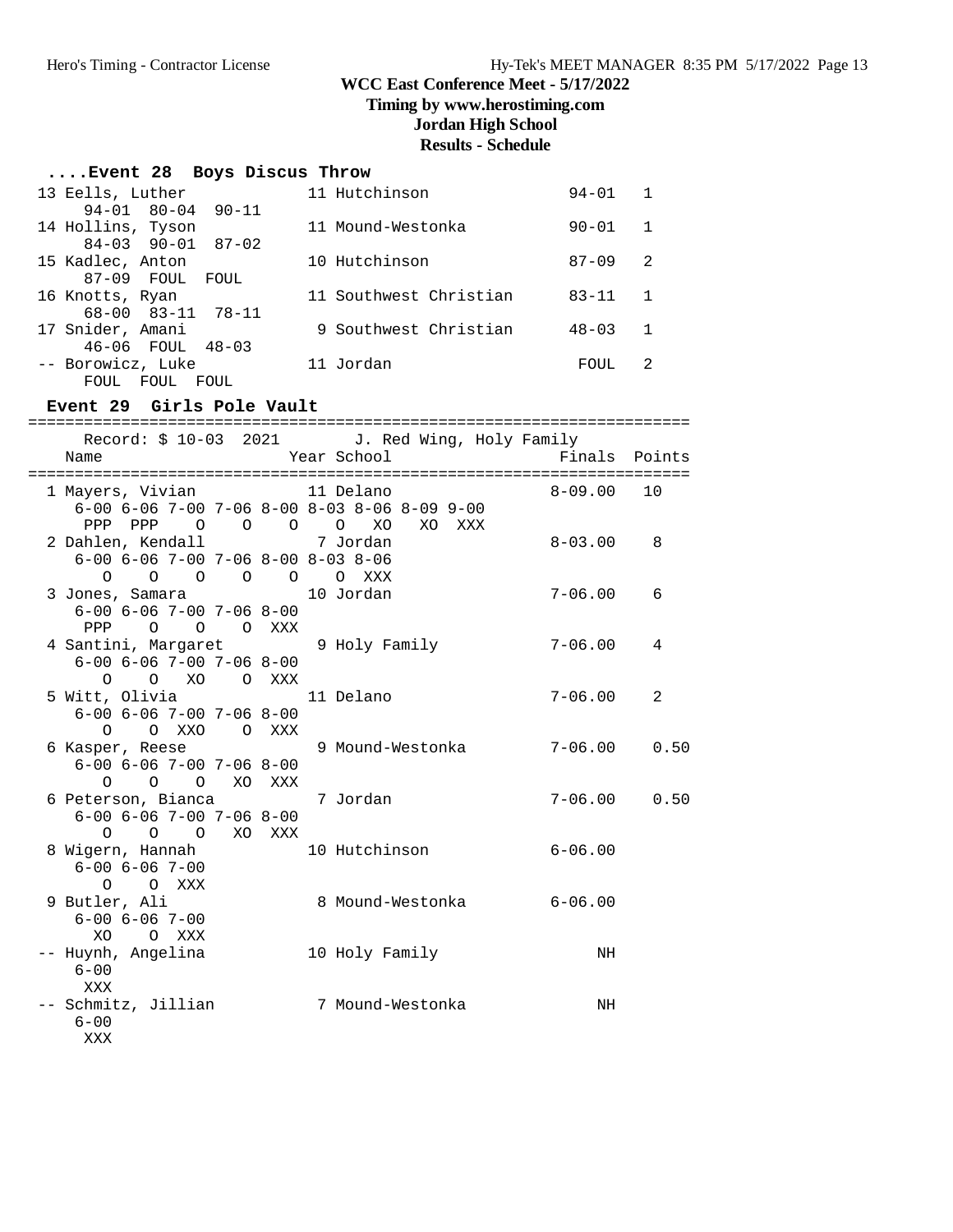# WCC East Conference Meet - 5/17/2022

**Timing by www.herostiming.com**

**Jordan High School**

**Results - Schedule**

### ....Event 28 Boys Discus Throw

```
13 Eells, Luther               11 Hutchinson             94-01   1
     94-01  80-04  90-11
14 Hollins, Tyson              11 Mound-Westonka         90-01   1
     84-03  90-01  87-02
15 Kadlec, Anton               10 Hutchinson             87-09   2
     87-09  FOUL  FOUL
16 Knotts, Ryan                11 Southwest Christian    83-11   1
     68-00  83-11  78-11
17 Snider, Amani                9 Southwest Christian    48-03   1
     46-06  FOUL  48-03
-- Borowicz, Luke              11 Jordan                  FOUL   2
     FOUL  FOUL  FOUL
```

### Event 29 Girls Pole Vault

```
=======================================================================
    Record: $ 10-03  2021        J. Red Wing, Holy Family
    Name                    Year School                 Finals  Points
=======================================================================
  1 Mayers, Vivian            11 Delano                 8-09.00   10
     6-00 6-06 7-00 7-06 8-00 8-03 8-06 8-09 9-00
      PPP  PPP    O    O    O    O   XO    XO  XXX
  2 Dahlen, Kendall            7 Jordan                 8-03.00    8
     6-00 6-06 7-00 7-06 8-00 8-03 8-06
        O    O    O    O    O    O  XXX
  3 Jones, Samara             10 Jordan                 7-06.00    6
     6-00 6-06 7-00 7-06 8-00
      PPP    O    O    O  XXX
  4 Santini, Margaret          9 Holy Family            7-06.00    4
     6-00 6-06 7-00 7-06 8-00
        O    O   XO    O  XXX
  5 Witt, Olivia              11 Delano                 7-06.00    2
     6-00 6-06 7-00 7-06 8-00
        O    O  XXO    O  XXX
  6 Kasper, Reese              9 Mound-Westonka         7-06.00    0.50
     6-00 6-06 7-00 7-06 8-00
        O    O    O   XO  XXX
  6 Peterson, Bianca           7 Jordan                 7-06.00    0.50
     6-00 6-06 7-00 7-06 8-00
        O    O    O   XO  XXX
  8 Wigern, Hannah            10 Hutchinson             6-06.00
     6-00 6-06 7-00
        O    O  XXX
  9 Butler, Ali                8 Mound-Westonka         6-06.00
     6-00 6-06 7-00
       XO    O  XXX
 -- Huynh, Angelina           10 Holy Family                 NH
     6-00
      XXX
 -- Schmitz, Jillian           7 Mound-Westonka              NH
     6-00
      XXX
```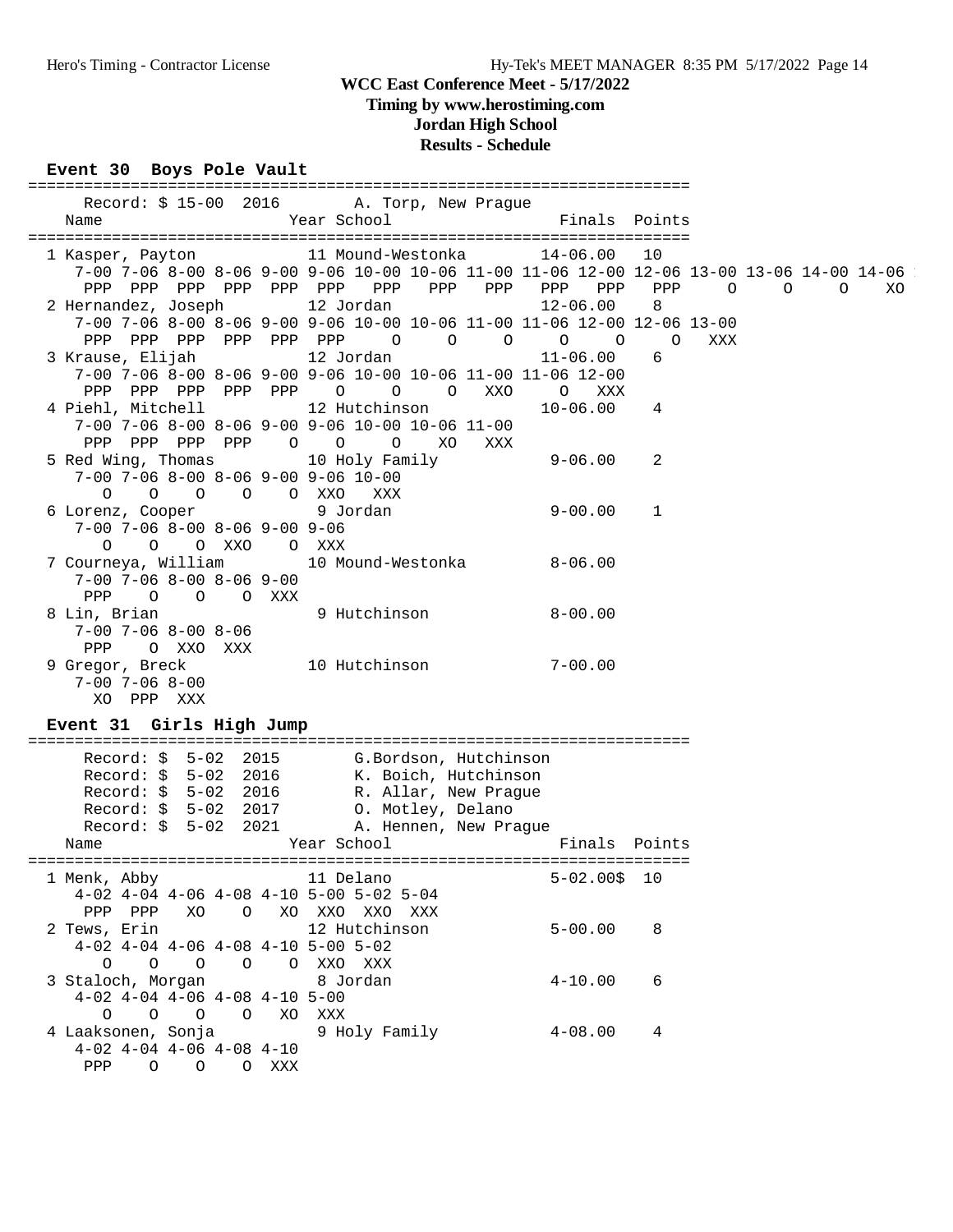# WCC East Conference Meet - 5/17/2022

**Timing by www.herostiming.com**

**Jordan High School**

**Results - Schedule**

## Event 30 Boys Pole Vault

```
=======================================================================
     Record: $ 15-00  2016        A. Torp, New Prague
   Name                    Year School                 Finals  Points
=======================================================================
  1 Kasper, Payton          11 Mound-Westonka       14-06.00   10
     7-00 7-06 8-00 8-06 9-00 9-06 10-00 10-06 11-00 11-06 12-00 12-06 13-00 13-06 14-00 14-06
      PPP  PPP  PPP  PPP  PPP  PPP   PPP   PPP   PPP   PPP   PPP   PPP     O     O     O    XO
  2 Hernandez, Joseph       12 Jordan               12-06.00    8
     7-00 7-06 8-00 8-06 9-00 9-06 10-00 10-06 11-00 11-06 12-00 12-06 13-00
      PPP  PPP  PPP  PPP  PPP  PPP     O     O     O     O     O     O   XXX
  3 Krause, Elijah          12 Jordan               11-06.00    6
     7-00 7-06 8-00 8-06 9-00 9-06 10-00 10-06 11-00 11-06 12-00
      PPP  PPP  PPP  PPP  PPP    O     O     O   XXO     O   XXX
  4 Piehl, Mitchell         12 Hutchinson           10-06.00    4
     7-00 7-06 8-00 8-06 9-00 9-06 10-00 10-06 11-00
      PPP  PPP  PPP  PPP    O    O     O    XO   XXX
  5 Red Wing, Thomas        10 Holy Family           9-06.00    2
     7-00 7-06 8-00 8-06 9-00 9-06 10-00
        O    O    O    O    O  XXO   XXX
  6 Lorenz, Cooper           9 Jordan                9-00.00    1
     7-00 7-06 8-00 8-06 9-00 9-06
        O    O    O  XXO    O  XXX
  7 Courneya, William       10 Mound-Westonka        8-06.00
     7-00 7-06 8-00 8-06 9-00
      PPP    O    O    O  XXX
  8 Lin, Brian               9 Hutchinson            8-00.00
     7-00 7-06 8-00 8-06
      PPP    O  XXO  XXX
  9 Gregor, Breck           10 Hutchinson            7-00.00
     7-00 7-06 8-00
       XO  PPP  XXX
```

## Event 31 Girls High Jump

```
=======================================================================
     Record: $  5-02  2015        G.Bordson, Hutchinson
     Record: $  5-02  2016        K. Boich, Hutchinson
     Record: $  5-02  2016        R. Allar, New Prague
     Record: $  5-02  2017        O. Motley, Delano
     Record: $  5-02  2021        A. Hennen, New Prague
   Name                    Year School                 Finals  Points
=======================================================================
  1 Menk, Abby              11 Delano                5-02.00$  10
     4-02 4-04 4-06 4-08 4-10 5-00 5-02 5-04
      PPP  PPP   XO    O   XO  XXO  XXO  XXX
  2 Tews, Erin              12 Hutchinson            5-00.00    8
     4-02 4-04 4-06 4-08 4-10 5-00 5-02
        O    O    O    O    O  XXO  XXX
  3 Staloch, Morgan          8 Jordan                4-10.00    6
     4-02 4-04 4-06 4-08 4-10 5-00
        O    O    O    O   XO  XXX
  4 Laaksonen, Sonja         9 Holy Family           4-08.00    4
     4-02 4-04 4-06 4-08 4-10
      PPP    O    O    O  XXX
```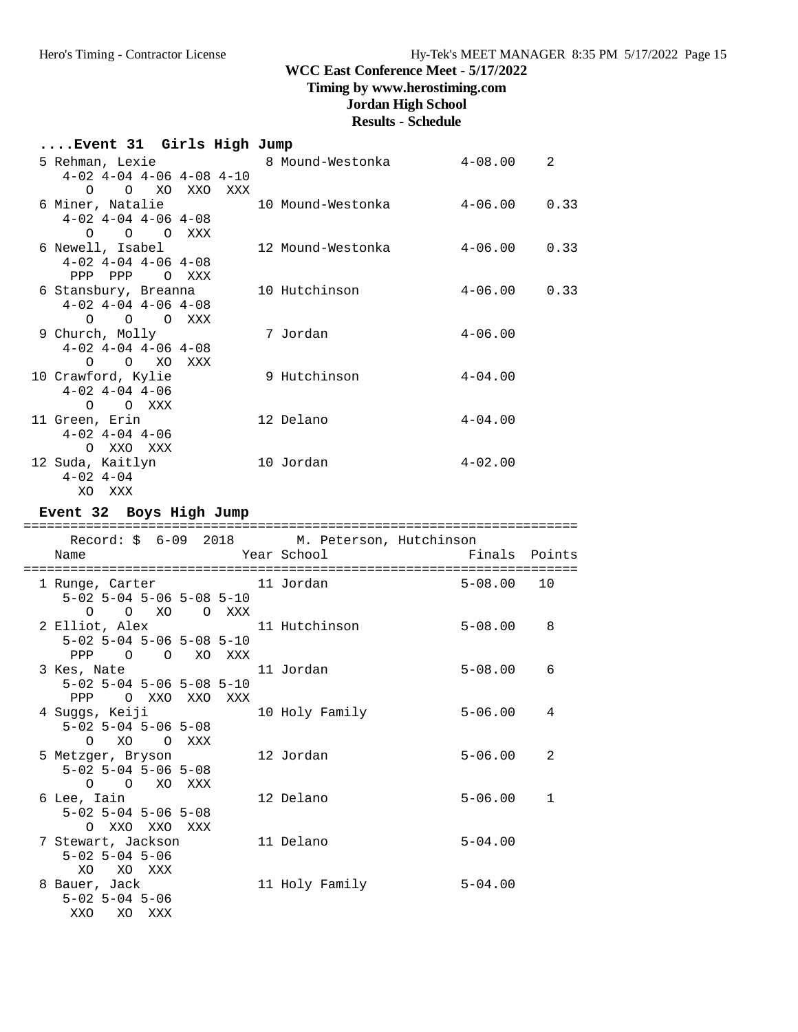**WCC East Conference Meet - 5/17/2022**
**Timing by www.herostiming.com**
**Jordan High School**
**Results - Schedule**

### ....Event 31 Girls High Jump

```
  5 Rehman, Lexie              8 Mound-Westonka        4-08.00    2
     4-02 4-04 4-06 4-08 4-10
        O    O   XO  XXO  XXX
  6 Miner, Natalie            10 Mound-Westonka        4-06.00    0.33
     4-02 4-04 4-06 4-08
        O    O    O  XXX
  6 Newell, Isabel            12 Mound-Westonka        4-06.00    0.33
     4-02 4-04 4-06 4-08
      PPP  PPP    O  XXX
  6 Stansbury, Breanna        10 Hutchinson            4-06.00    0.33
     4-02 4-04 4-06 4-08
        O    O    O  XXX
  9 Church, Molly              7 Jordan                4-06.00
     4-02 4-04 4-06 4-08
        O    O   XO  XXX
 10 Crawford, Kylie            9 Hutchinson            4-04.00
     4-02 4-04 4-06
        O    O  XXX
 11 Green, Erin               12 Delano                4-04.00
     4-02 4-04 4-06
        O  XXO  XXX
 12 Suda, Kaitlyn             10 Jordan                4-02.00
     4-02 4-04
       XO  XXX
```

### Event 32 Boys High Jump

```
=======================================================================
    Record: $  6-09  2018        M. Peterson, Hutchinson
    Name                    Year School                 Finals  Points
=======================================================================
  1 Runge, Carter             11 Jordan                5-08.00   10
     5-02 5-04 5-06 5-08 5-10
        O    O   XO    O  XXX
  2 Elliot, Alex              11 Hutchinson            5-08.00    8
     5-02 5-04 5-06 5-08 5-10
      PPP    O    O   XO  XXX
  3 Kes, Nate                 11 Jordan                5-08.00    6
     5-02 5-04 5-06 5-08 5-10
      PPP    O  XXO  XXO  XXX
  4 Suggs, Keiji              10 Holy Family           5-06.00    4
     5-02 5-04 5-06 5-08
        O   XO    O  XXX
  5 Metzger, Bryson           12 Jordan                5-06.00    2
     5-02 5-04 5-06 5-08
        O    O   XO  XXX
  6 Lee, Iain                 12 Delano                5-06.00    1
     5-02 5-04 5-06 5-08
        O  XXO  XXO  XXX
  7 Stewart, Jackson          11 Delano                5-04.00
     5-02 5-04 5-06
       XO   XO  XXX
  8 Bauer, Jack               11 Holy Family           5-04.00
     5-02 5-04 5-06
      XXO   XO  XXX
```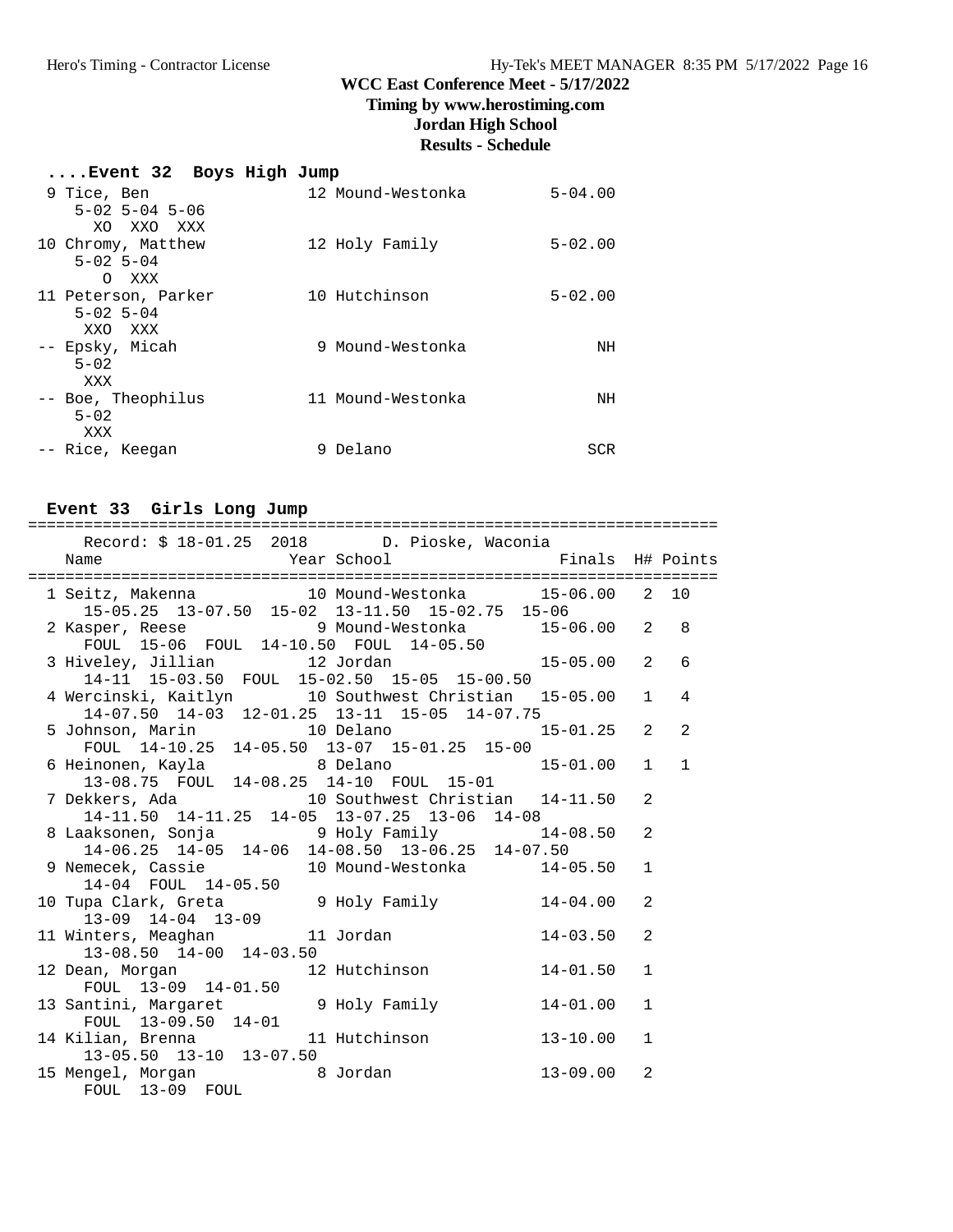## ....Event 32 Boys High Jump

```
 9 Tice, Ben                 12 Mound-Westonka        5-04.00
     5-02 5-04 5-06
       XO  XXO  XXX
10 Chromy, Matthew           12 Holy Family           5-02.00
     5-02 5-04
       O  XXX
11 Peterson, Parker          10 Hutchinson            5-02.00
     5-02 5-04
     XXO  XXX
-- Epsky, Micah               9 Mound-Westonka            NH
     5-02
     XXX
-- Boe, Theophilus           11 Mound-Westonka            NH
     5-02
     XXX
-- Rice, Keegan               9 Delano                   SCR
```

## Event 33 Girls Long Jump

```
==========================================================================
    Record: $ 18-01.25  2018        D. Pioske, Waconia
  Name                    Year School                 Finals  H# Points
==========================================================================
  1 Seitz, Makenna           10 Mound-Westonka       15-06.00   2  10
     15-05.25  13-07.50  15-02  13-11.50  15-02.75  15-06
  2 Kasper, Reese             9 Mound-Westonka       15-06.00   2   8
     FOUL  15-06  FOUL  14-10.50  FOUL  14-05.50
  3 Hiveley, Jillian         12 Jordan               15-05.00   2   6
     14-11  15-03.50  FOUL  15-02.50  15-05  15-00.50
  4 Wercinski, Kaitlyn       10 Southwest Christian  15-05.00   1   4
     14-07.50  14-03  12-01.25  13-11  15-05  14-07.75
  5 Johnson, Marin           10 Delano               15-01.25   2   2
     FOUL  14-10.25  14-05.50  13-07  15-01.25  15-00
  6 Heinonen, Kayla           8 Delano               15-01.00   1   1
     13-08.75  FOUL  14-08.25  14-10  FOUL  15-01
  7 Dekkers, Ada             10 Southwest Christian  14-11.50   2
     14-11.50  14-11.25  14-05  13-07.25  13-06  14-08
  8 Laaksonen, Sonja          9 Holy Family          14-08.50   2
     14-06.25  14-05  14-06  14-08.50  13-06.25  14-07.50
  9 Nemecek, Cassie          10 Mound-Westonka       14-05.50   1
     14-04  FOUL  14-05.50
 10 Tupa Clark, Greta         9 Holy Family          14-04.00   2
     13-09  14-04  13-09
 11 Winters, Meaghan         11 Jordan               14-03.50   2
     13-08.50  14-00  14-03.50
 12 Dean, Morgan             12 Hutchinson           14-01.50   1
     FOUL  13-09  14-01.50
 13 Santini, Margaret         9 Holy Family          14-01.00   1
     FOUL  13-09.50  14-01
 14 Kilian, Brenna           11 Hutchinson           13-10.00   1
     13-05.50  13-10  13-07.50
 15 Mengel, Morgan            8 Jordan               13-09.00   2
     FOUL  13-09  FOUL
```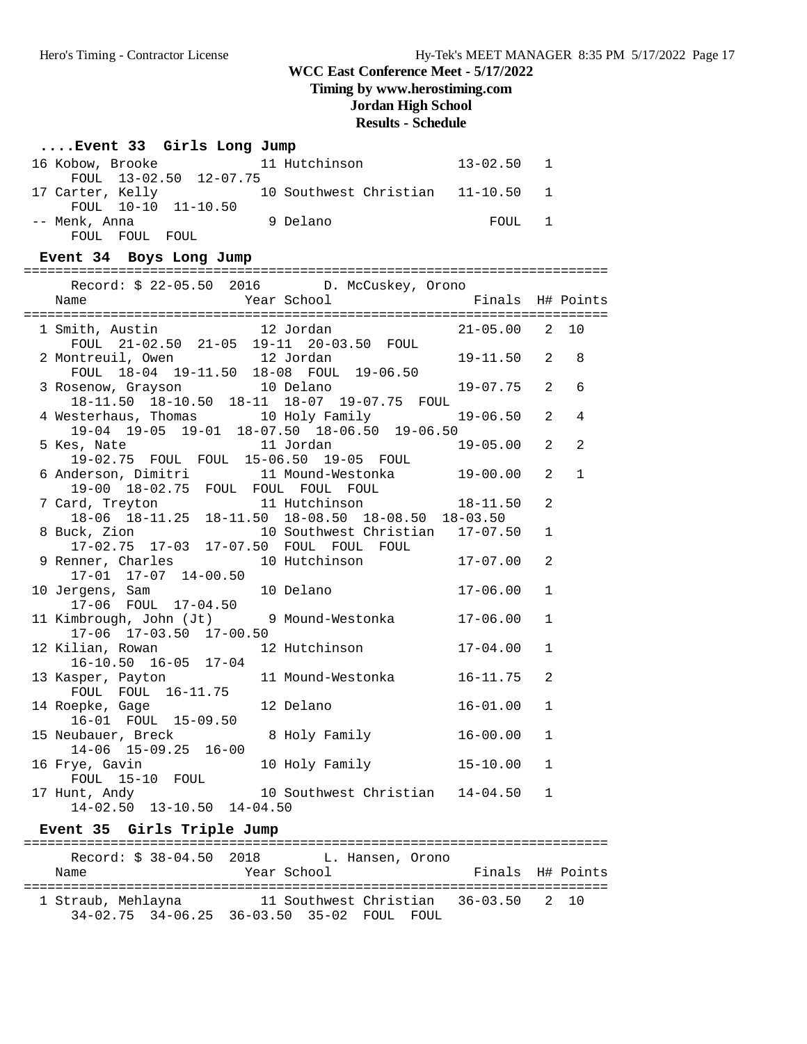**WCC East Conference Meet - 5/17/2022**
**Timing by www.herostiming.com**
**Jordan High School**
**Results - Schedule**

### ....Event 33 Girls Long Jump

| Place | Name | Year | School | Finals | H# | Points |
|---|---|---|---|---|---|---|
| 16 | Kobow, Brooke | 11 | Hutchinson | 13-02.50 | 1 | |
| | FOUL 13-02.50 12-07.75 | | | | | |
| 17 | Carter, Kelly | 10 | Southwest Christian | 11-10.50 | 1 | |
| | FOUL 10-10 11-10.50 | | | | | |
| -- | Menk, Anna | 9 | Delano | FOUL | 1 | |
| | FOUL FOUL FOUL | | | | | |

### Event 34 Boys Long Jump

Record: $ 22-05.50 2016 D. McCuskey, Orono

| Place | Name | Year | School | Finals | H# | Points |
|---|---|---|---|---|---|---|
| 1 | Smith, Austin | 12 | Jordan | 21-05.00 | 2 | 10 |
| | FOUL 21-02.50 21-05 19-11 20-03.50 FOUL | | | | | |
| 2 | Montreuil, Owen | 12 | Jordan | 19-11.50 | 2 | 8 |
| | FOUL 18-04 19-11.50 18-08 FOUL 19-06.50 | | | | | |
| 3 | Rosenow, Grayson | 10 | Delano | 19-07.75 | 2 | 6 |
| | 18-11.50 18-10.50 18-11 18-07 19-07.75 FOUL | | | | | |
| 4 | Westerhaus, Thomas | 10 | Holy Family | 19-06.50 | 2 | 4 |
| | 19-04 19-05 19-01 18-07.50 18-06.50 19-06.50 | | | | | |
| 5 | Kes, Nate | 11 | Jordan | 19-05.00 | 2 | 2 |
| | 19-02.75 FOUL FOUL 15-06.50 19-05 FOUL | | | | | |
| 6 | Anderson, Dimitri | 11 | Mound-Westonka | 19-00.00 | 2 | 1 |
| | 19-00 18-02.75 FOUL FOUL FOUL FOUL | | | | | |
| 7 | Card, Treyton | 11 | Hutchinson | 18-11.50 | 2 | |
| | 18-06 18-11.25 18-11.50 18-08.50 18-08.50 18-03.50 | | | | | |
| 8 | Buck, Zion | 10 | Southwest Christian | 17-07.50 | 1 | |
| | 17-02.75 17-03 17-07.50 FOUL FOUL FOUL | | | | | |
| 9 | Renner, Charles | 10 | Hutchinson | 17-07.00 | 2 | |
| | 17-01 17-07 14-00.50 | | | | | |
| 10 | Jergens, Sam | 10 | Delano | 17-06.00 | 1 | |
| | 17-06 FOUL 17-04.50 | | | | | |
| 11 | Kimbrough, John (Jt) | 9 | Mound-Westonka | 17-06.00 | 1 | |
| | 17-06 17-03.50 17-00.50 | | | | | |
| 12 | Kilian, Rowan | 12 | Hutchinson | 17-04.00 | 1 | |
| | 16-10.50 16-05 17-04 | | | | | |
| 13 | Kasper, Payton | 11 | Mound-Westonka | 16-11.75 | 2 | |
| | FOUL FOUL 16-11.75 | | | | | |
| 14 | Roepke, Gage | 12 | Delano | 16-01.00 | 1 | |
| | 16-01 FOUL 15-09.50 | | | | | |
| 15 | Neubauer, Breck | 8 | Holy Family | 16-00.00 | 1 | |
| | 14-06 15-09.25 16-00 | | | | | |
| 16 | Frye, Gavin | 10 | Holy Family | 15-10.00 | 1 | |
| | FOUL 15-10 FOUL | | | | | |
| 17 | Hunt, Andy | 10 | Southwest Christian | 14-04.50 | 1 | |
| | 14-02.50 13-10.50 14-04.50 | | | | | |

### Event 35 Girls Triple Jump

Record: $ 38-04.50 2018 L. Hansen, Orono

| Place | Name | Year | School | Finals | H# | Points |
|---|---|---|---|---|---|---|
| 1 | Straub, Mehlayna | 11 | Southwest Christian | 36-03.50 | 2 | 10 |
| | 34-02.75 34-06.25 36-03.50 35-02 FOUL FOUL | | | | | |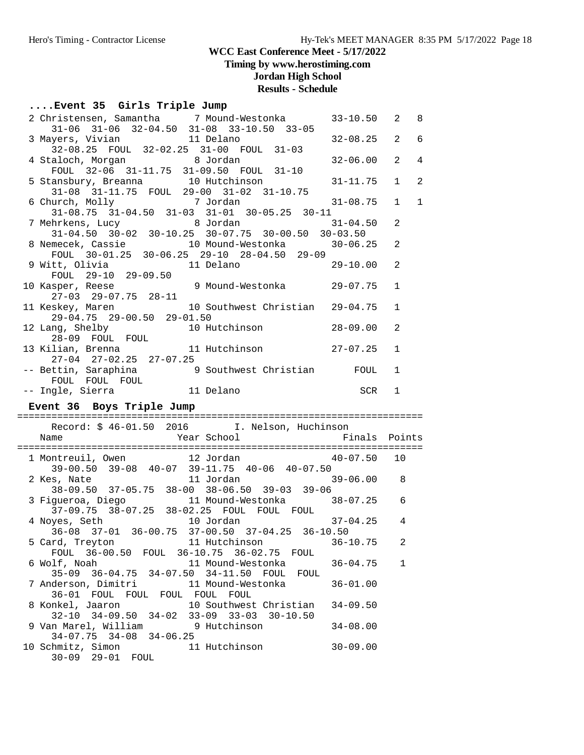**WCC East Conference Meet - 5/17/2022**
**Timing by www.herostiming.com**
**Jordan High School**
**Results - Schedule**

### ....Event 35 Girls Triple Jump

```
  2 Christensen, Samantha     7 Mound-Westonka       33-10.50   2   8
     31-06  31-06  32-04.50  31-08  33-10.50  33-05
  3 Mayers, Vivian           11 Delano               32-08.25   2   6
     32-08.25  FOUL  32-02.25  31-00  FOUL  31-03
  4 Staloch, Morgan           8 Jordan               32-06.00   2   4
     FOUL  32-06  31-11.75  31-09.50  FOUL  31-10
  5 Stansbury, Breanna       10 Hutchinson           31-11.75   1   2
     31-08  31-11.75  FOUL  29-00  31-02  31-10.75
  6 Church, Molly             7 Jordan               31-08.75   1   1
     31-08.75  31-04.50  31-03  31-01  30-05.25  30-11
  7 Mehrkens, Lucy            8 Jordan               31-04.50   2
     31-04.50  30-02  30-10.25  30-07.75  30-00.50  30-03.50
  8 Nemecek, Cassie          10 Mound-Westonka       30-06.25   2
     FOUL  30-01.25  30-06.25  29-10  28-04.50  29-09
  9 Witt, Olivia             11 Delano               29-10.00   2
     FOUL  29-10  29-09.50
 10 Kasper, Reese             9 Mound-Westonka       29-07.75   1
     27-03  29-07.75  28-11
 11 Keskey, Maren            10 Southwest Christian  29-04.75   1
     29-04.75  29-00.50  29-01.50
 12 Lang, Shelby             10 Hutchinson           28-09.00   2
     28-09  FOUL  FOUL
 13 Kilian, Brenna           11 Hutchinson           27-07.25   1
     27-04  27-02.25  27-07.25
 -- Bettin, Saraphina         9 Southwest Christian      FOUL   1
     FOUL  FOUL  FOUL
 -- Ingle, Sierra            11 Delano                    SCR   1
```

### Event 36 Boys Triple Jump

```
=======================================================================
    Record: $ 46-01.50  2016        I. Nelson, Huchinson
    Name                    Year School                  Finals  Points
=======================================================================
  1 Montreuil, Owen          12 Jordan               40-07.50   10
     39-00.50  39-08  40-07  39-11.75  40-06  40-07.50
  2 Kes, Nate                11 Jordan               39-06.00    8
     38-09.50  37-05.75  38-00  38-06.50  39-03  39-06
  3 Figueroa, Diego          11 Mound-Westonka       38-07.25    6
     37-09.75  38-07.25  38-02.25  FOUL  FOUL  FOUL
  4 Noyes, Seth              10 Jordan               37-04.25    4
     36-08  37-01  36-00.75  37-00.50  37-04.25  36-10.50
  5 Card, Treyton            11 Hutchinson           36-10.75    2
     FOUL  36-00.50  FOUL  36-10.75  36-02.75  FOUL
  6 Wolf, Noah               11 Mound-Westonka       36-04.75    1
     35-09  36-04.75  34-07.50  34-11.50  FOUL  FOUL
  7 Anderson, Dimitri        11 Mound-Westonka       36-01.00
     36-01  FOUL  FOUL  FOUL  FOUL  FOUL
  8 Konkel, Jaaron           10 Southwest Christian  34-09.50
     32-10  34-09.50  34-02  33-09  33-03  30-10.50
  9 Van Marel, William        9 Hutchinson           34-08.00
     34-07.75  34-08  34-06.25
 10 Schmitz, Simon           11 Hutchinson           30-09.00
     30-09  29-01  FOUL
```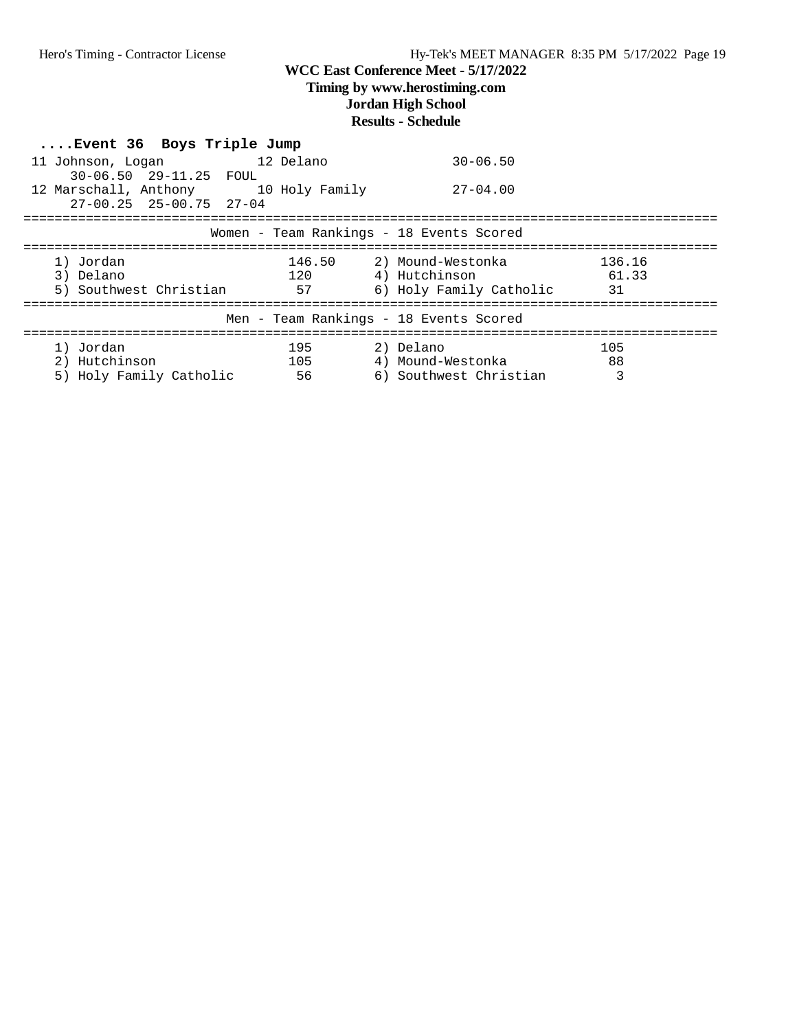## WCC East Conference Meet - 5/17/2022

**Timing by www.herostiming.com**

**Jordan High School**

**Results - Schedule**

### ....Event 36 Boys Triple Jump

```
 11 Johnson, Logan            12 Delano                30-06.50
      30-06.50  29-11.25  FOUL
 12 Marschall, Anthony        10 Holy Family           27-04.00
      27-00.25  25-00.75  27-04
```

### Women - Team Rankings - 18 Events Scored

| | | | |
|---|---|---|---|
| 1) Jordan | 146.50 | 2) Mound-Westonka | 136.16 |
| 3) Delano | 120 | 4) Hutchinson | 61.33 |
| 5) Southwest Christian | 57 | 6) Holy Family Catholic | 31 |

### Men - Team Rankings - 18 Events Scored

| | | | |
|---|---|---|---|
| 1) Jordan | 195 | 2) Delano | 105 |
| 2) Hutchinson | 105 | 4) Mound-Westonka | 88 |
| 5) Holy Family Catholic | 56 | 6) Southwest Christian | 3 |